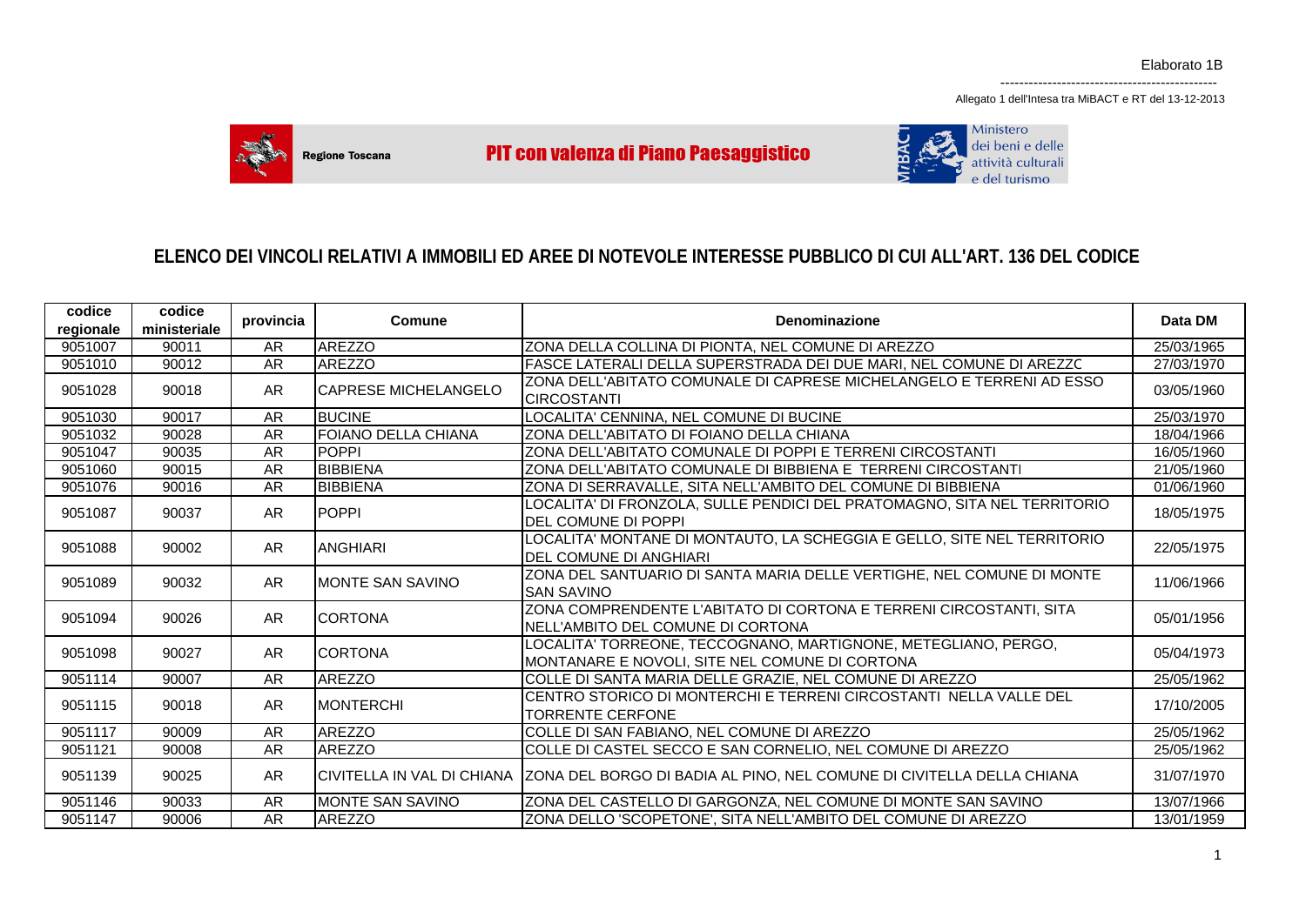Elaborato 1B

Allegato 1 dell'Intesa tra MiBACT e RT del 13-12-2013

Regione Toscana

**PIT con valenza di Piano Paesaggistico**

Ministero dei beni e delle attività culturali e del turismo

## ELENCO DEI VINCOLI RELATIVI A IMMOBILI ED AREE DI NOTEVOLE INTERESSE PUBBLICO DI CUI ALL'ART. 136 DEL CODICE

| codice regionale | codice ministeriale | provincia | Comune | Denominazione | Data DM |
|---|---|---|---|---|---|
| 9051007 | 90011 | AR | AREZZO | ZONA DELLA COLLINA DI PIONTA, NEL COMUNE DI AREZZO | 25/03/1965 |
| 9051010 | 90012 | AR | AREZZO | FASCE LATERALI DELLA SUPERSTRADA DEI DUE MARI, NEL COMUNE DI AREZZO | 27/03/1970 |
| 9051028 | 90018 | AR | CAPRESE MICHELANGELO | ZONA DELL'ABITATO COMUNALE DI CAPRESE MICHELANGELO E TERRENI AD ESSO CIRCOSTANTI | 03/05/1960 |
| 9051030 | 90017 | AR | BUCINE | LOCALITA' CENNINA, NEL COMUNE DI BUCINE | 25/03/1970 |
| 9051032 | 90028 | AR | FOIANO DELLA CHIANA | ZONA DELL'ABITATO DI FOIANO DELLA CHIANA | 18/04/1966 |
| 9051047 | 90035 | AR | POPPI | ZONA DELL'ABITATO COMUNALE DI POPPI E TERRENI CIRCOSTANTI | 16/05/1960 |
| 9051060 | 90015 | AR | BIBBIENA | ZONA DELL'ABITATO COMUNALE DI BIBBIENA E TERRENI CIRCOSTANTI | 21/05/1960 |
| 9051076 | 90016 | AR | BIBBIENA | ZONA DI SERRAVALLE, SITA NELL'AMBITO DEL COMUNE DI BIBBIENA | 01/06/1960 |
| 9051087 | 90037 | AR | POPPI | LOCALITA' DI FRONZOLA, SULLE PENDICI DEL PRATOMAGNO, SITA NEL TERRITORIO DEL COMUNE DI POPPI | 18/05/1975 |
| 9051088 | 90002 | AR | ANGHIARI | LOCALITA' MONTANE DI MONTAUTO, LA SCHEGGIA E GELLO, SITE NEL TERRITORIO DEL COMUNE DI ANGHIARI | 22/05/1975 |
| 9051089 | 90032 | AR | MONTE SAN SAVINO | ZONA DEL SANTUARIO DI SANTA MARIA DELLE VERTIGHE, NEL COMUNE DI MONTE SAN SAVINO | 11/06/1966 |
| 9051094 | 90026 | AR | CORTONA | ZONA COMPRENDENTE L'ABITATO DI CORTONA E TERRENI CIRCOSTANTI, SITA NELL'AMBITO DEL COMUNE DI CORTONA | 05/01/1956 |
| 9051098 | 90027 | AR | CORTONA | LOCALITA' TORREONE, TECCOGNANO, MARTIGNONE, METEGLIANO, PERGO, MONTANARE E NOVOLI, SITE NEL COMUNE DI CORTONA | 05/04/1973 |
| 9051114 | 90007 | AR | AREZZO | COLLE DI SANTA MARIA DELLE GRAZIE, NEL COMUNE DI AREZZO | 25/05/1962 |
| 9051115 | 90018 | AR | MONTERCHI | CENTRO STORICO DI MONTERCHI E TERRENI CIRCOSTANTI NELLA VALLE DEL TORRENTE CERFONE | 17/10/2005 |
| 9051117 | 90009 | AR | AREZZO | COLLE DI SAN FABIANO, NEL COMUNE DI AREZZO | 25/05/1962 |
| 9051121 | 90008 | AR | AREZZO | COLLE DI CASTEL SECCO E SAN CORNELIO, NEL COMUNE DI AREZZO | 25/05/1962 |
| 9051139 | 90025 | AR | CIVITELLA IN VAL DI CHIANA | ZONA DEL BORGO DI BADIA AL PINO, NEL COMUNE DI CIVITELLA DELLA CHIANA | 31/07/1970 |
| 9051146 | 90033 | AR | MONTE SAN SAVINO | ZONA DEL CASTELLO DI GARGONZA, NEL COMUNE DI MONTE SAN SAVINO | 13/07/1966 |
| 9051147 | 90006 | AR | AREZZO | ZONA DELLO 'SCOPETONE', SITA NELL'AMBITO DEL COMUNE DI AREZZO | 13/01/1959 |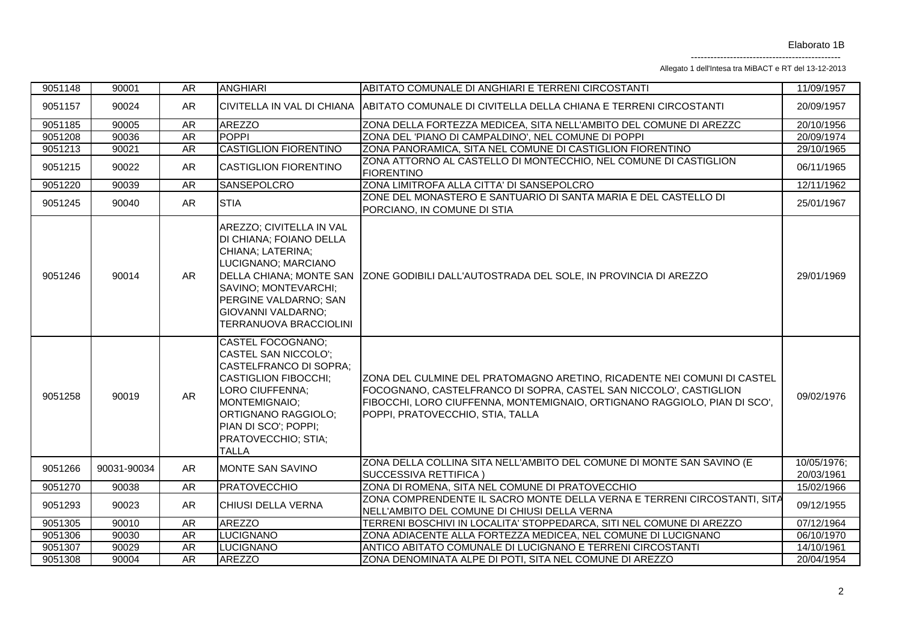| 9051148 | 90001 | AR | ANGHIARI | ABITATO COMUNALE DI ANGHIARI E TERRENI CIRCOSTANTI | 11/09/1957 |
|---|---|---|---|---|---|
| 9051157 | 90024 | AR | CIVITELLA IN VAL DI CHIANA | ABITATO COMUNALE DI CIVITELLA DELLA CHIANA E TERRENI CIRCOSTANTI | 20/09/1957 |
| 9051185 | 90005 | AR | AREZZO | ZONA DELLA FORTEZZA MEDICEA, SITA NELL'AMBITO DEL COMUNE DI AREZZO | 20/10/1956 |
| 9051208 | 90036 | AR | POPPI | ZONA DEL 'PIANO DI CAMPALDINO', NEL COMUNE DI POPPI | 20/09/1974 |
| 9051213 | 90021 | AR | CASTIGLION FIORENTINO | ZONA PANORAMICA, SITA NEL COMUNE DI CASTIGLION FIORENTINO | 29/10/1965 |
| 9051215 | 90022 | AR | CASTIGLION FIORENTINO | ZONA ATTORNO AL CASTELLO DI MONTECCHIO, NEL COMUNE DI CASTIGLION FIORENTINO | 06/11/1965 |
| 9051220 | 90039 | AR | SANSEPOLCRO | ZONA LIMITROFA ALLA CITTA' DI SANSEPOLCRO | 12/11/1962 |
| 9051245 | 90040 | AR | STIA | ZONE DEL MONASTERO E SANTUARIO DI SANTA MARIA E DEL CASTELLO DI PORCIANO, IN COMUNE DI STIA | 25/01/1967 |
| 9051246 | 90014 | AR | AREZZO; CIVITELLA IN VAL DI CHIANA; FOIANO DELLA CHIANA; LATERINA; LUCIGNANO; MARCIANO DELLA CHIANA; MONTE SAN SAVINO; MONTEVARCHI; PERGINE VALDARNO; SAN GIOVANNI VALDARNO; TERRANUOVA BRACCIOLINI | ZONE GODIBILI DALL'AUTOSTRADA DEL SOLE, IN PROVINCIA DI AREZZO | 29/01/1969 |
| 9051258 | 90019 | AR | CASTEL FOCOGNANO; CASTEL SAN NICCOLO'; CASTELFRANCO DI SOPRA; CASTIGLION FIBOCCHI; LORO CIUFFENNA; MONTEMIGNAIO; ORTIGNANO RAGGIOLO; PIAN DI SCO'; POPPI; PRATOVECCHIO; STIA; TALLA | ZONA DEL CULMINE DEL PRATOMAGNO ARETINO, RICADENTE NEI COMUNI DI CASTEL FOCOGNANO, CASTELFRANCO DI SOPRA, CASTEL SAN NICCOLO', CASTIGLION FIBOCCHI, LORO CIUFFENNA, MONTEMIGNAIO, ORTIGNANO RAGGIOLO, PIAN DI SCO', POPPI, PRATOVECCHIO, STIA, TALLA | 09/02/1976 |
| 9051266 | 90031-90034 | AR | MONTE SAN SAVINO | ZONA DELLA COLLINA SITA NELL'AMBITO DEL COMUNE DI MONTE SAN SAVINO (E SUCCESSIVA RETTIFICA ) | 10/05/1976; 20/03/1961 |
| 9051270 | 90038 | AR | PRATOVECCHIO | ZONA DI ROMENA, SITA NEL COMUNE DI PRATOVECCHIO | 15/02/1966 |
| 9051293 | 90023 | AR | CHIUSI DELLA VERNA | ZONA COMPRENDENTE IL SACRO MONTE DELLA VERNA E TERRENI CIRCOSTANTI, SITA NELL'AMBITO DEL COMUNE DI CHIUSI DELLA VERNA | 09/12/1955 |
| 9051305 | 90010 | AR | AREZZO | TERRENI BOSCHIVI IN LOCALITA' STOPPEDARCA, SITI NEL COMUNE DI AREZZO | 07/12/1964 |
| 9051306 | 90030 | AR | LUCIGNANO | ZONA ADIACENTE ALLA FORTEZZA MEDICEA, NEL COMUNE DI LUCIGNANO | 06/10/1970 |
| 9051307 | 90029 | AR | LUCIGNANO | ANTICO ABITATO COMUNALE DI LUCIGNANO E TERRENI CIRCOSTANTI | 14/10/1961 |
| 9051308 | 90004 | AR | AREZZO | ZONA DENOMINATA ALPE DI POTI, SITA NEL COMUNE DI AREZZO | 20/04/1954 |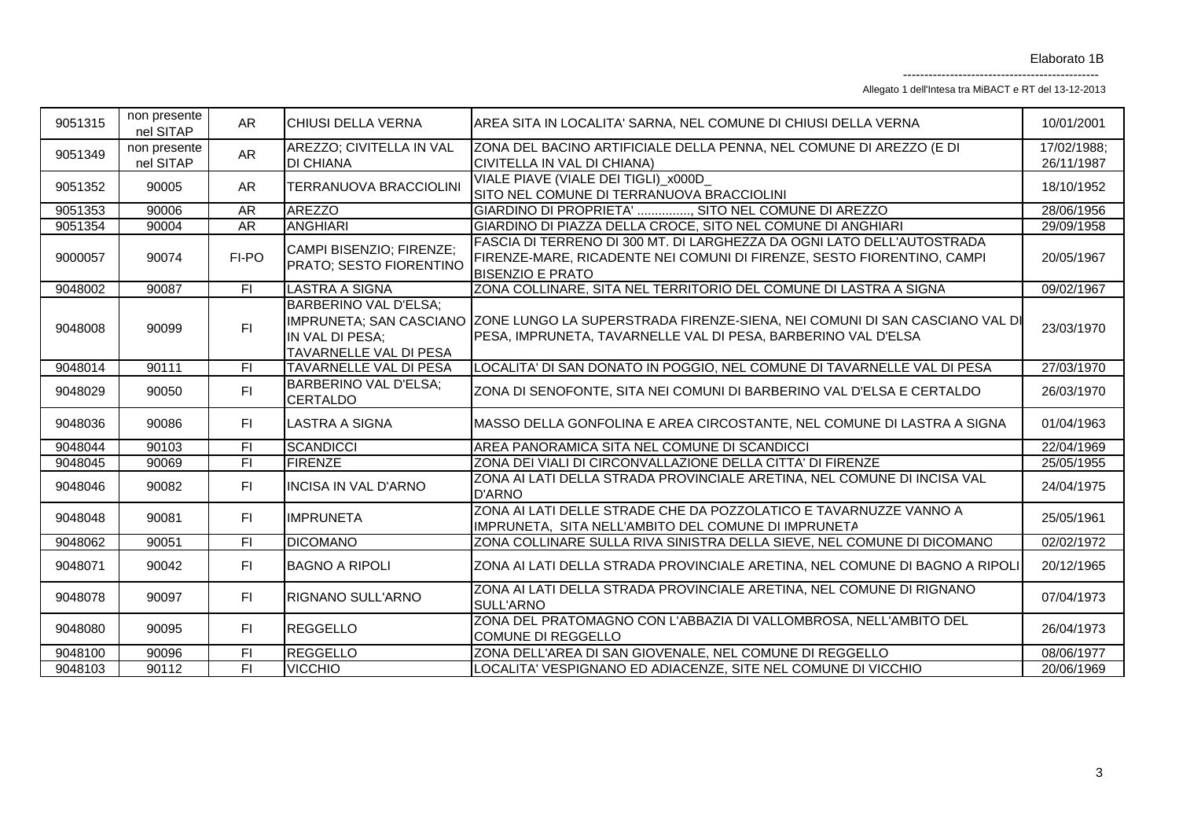Elaborato 1B

----------------------------------------------

Allegato 1 dell'Intesa tra MiBACT e RT del 13-12-2013

| | | | | | |
|---|---|---|---|---|---|
| 9051315 | non presente nel SITAP | AR | CHIUSI DELLA VERNA | AREA SITA IN LOCALITA' SARNA, NEL COMUNE DI CHIUSI DELLA VERNA | 10/01/2001 |
| 9051349 | non presente nel SITAP | AR | AREZZO; CIVITELLA IN VAL DI CHIANA | ZONA DEL BACINO ARTIFICIALE DELLA PENNA, NEL COMUNE DI AREZZO (E DI CIVITELLA IN VAL DI CHIANA) | 17/02/1988; 26/11/1987 |
| 9051352 | 90005 | AR | TERRANUOVA BRACCIOLINI | VIALE PIAVE (VIALE DEI TIGLI)_x000D_ SITO NEL COMUNE DI TERRANUOVA BRACCIOLINI | 18/10/1952 |
| 9051353 | 90006 | AR | AREZZO | GIARDINO DI PROPRIETA' ..............., SITO NEL COMUNE DI AREZZO | 28/06/1956 |
| 9051354 | 90004 | AR | ANGHIARI | GIARDINO DI PIAZZA DELLA CROCE, SITO NEL COMUNE DI ANGHIARI | 29/09/1958 |
| 9000057 | 90074 | FI-PO | CAMPI BISENZIO; FIRENZE; PRATO; SESTO FIORENTINO | FASCIA DI TERRENO DI 300 MT. DI LARGHEZZA DA OGNI LATO DELL'AUTOSTRADA FIRENZE-MARE, RICADENTE NEI COMUNI DI FIRENZE, SESTO FIORENTINO, CAMPI BISENZIO E PRATO | 20/05/1967 |
| 9048002 | 90087 | FI | LASTRA A SIGNA | ZONA COLLINARE, SITA NEL TERRITORIO DEL COMUNE DI LASTRA A SIGNA | 09/02/1967 |
| 9048008 | 90099 | FI | BARBERINO VAL D'ELSA; IMPRUNETA; SAN CASCIANO IN VAL DI PESA; TAVARNELLE VAL DI PESA | ZONE LUNGO LA SUPERSTRADA FIRENZE-SIENA, NEI COMUNI DI SAN CASCIANO VAL DI PESA, IMPRUNETA, TAVARNELLE VAL DI PESA, BARBERINO VAL D'ELSA | 23/03/1970 |
| 9048014 | 90111 | FI | TAVARNELLE VAL DI PESA | LOCALITA' DI SAN DONATO IN POGGIO, NEL COMUNE DI TAVARNELLE VAL DI PESA | 27/03/1970 |
| 9048029 | 90050 | FI | BARBERINO VAL D'ELSA; CERTALDO | ZONA DI SENOFONTE, SITA NEI COMUNI DI BARBERINO VAL D'ELSA E CERTALDO | 26/03/1970 |
| 9048036 | 90086 | FI | LASTRA A SIGNA | MASSO DELLA GONFOLINA E AREA CIRCOSTANTE, NEL COMUNE DI LASTRA A SIGNA | 01/04/1963 |
| 9048044 | 90103 | FI | SCANDICCI | AREA PANORAMICA SITA NEL COMUNE DI SCANDICCI | 22/04/1969 |
| 9048045 | 90069 | FI | FIRENZE | ZONA DEI VIALI DI CIRCONVALLAZIONE DELLA CITTA' DI FIRENZE | 25/05/1955 |
| 9048046 | 90082 | FI | INCISA IN VAL D'ARNO | ZONA AI LATI DELLA STRADA PROVINCIALE ARETINA, NEL COMUNE DI INCISA VAL D'ARNO | 24/04/1975 |
| 9048048 | 90081 | FI | IMPRUNETA | ZONA AI LATI DELLE STRADE CHE DA POZZOLATICO E TAVARNUZZE VANNO A IMPRUNETA, SITA NELL'AMBITO DEL COMUNE DI IMPRUNETA | 25/05/1961 |
| 9048062 | 90051 | FI | DICOMANO | ZONA COLLINARE SULLA RIVA SINISTRA DELLA SIEVE, NEL COMUNE DI DICOMANO | 02/02/1972 |
| 9048071 | 90042 | FI | BAGNO A RIPOLI | ZONA AI LATI DELLA STRADA PROVINCIALE ARETINA, NEL COMUNE DI BAGNO A RIPOLI | 20/12/1965 |
| 9048078 | 90097 | FI | RIGNANO SULL'ARNO | ZONA AI LATI DELLA STRADA PROVINCIALE ARETINA, NEL COMUNE DI RIGNANO SULL'ARNO | 07/04/1973 |
| 9048080 | 90095 | FI | REGGELLO | ZONA DEL PRATOMAGNO CON L'ABBAZIA DI VALLOMBROSA, NELL'AMBITO DEL COMUNE DI REGGELLO | 26/04/1973 |
| 9048100 | 90096 | FI | REGGELLO | ZONA DELL'AREA DI SAN GIOVENALE, NEL COMUNE DI REGGELLO | 08/06/1977 |
| 9048103 | 90112 | FI | VICCHIO | LOCALITA' VESPIGNANO ED ADIACENZE, SITE NEL COMUNE DI VICCHIO | 20/06/1969 |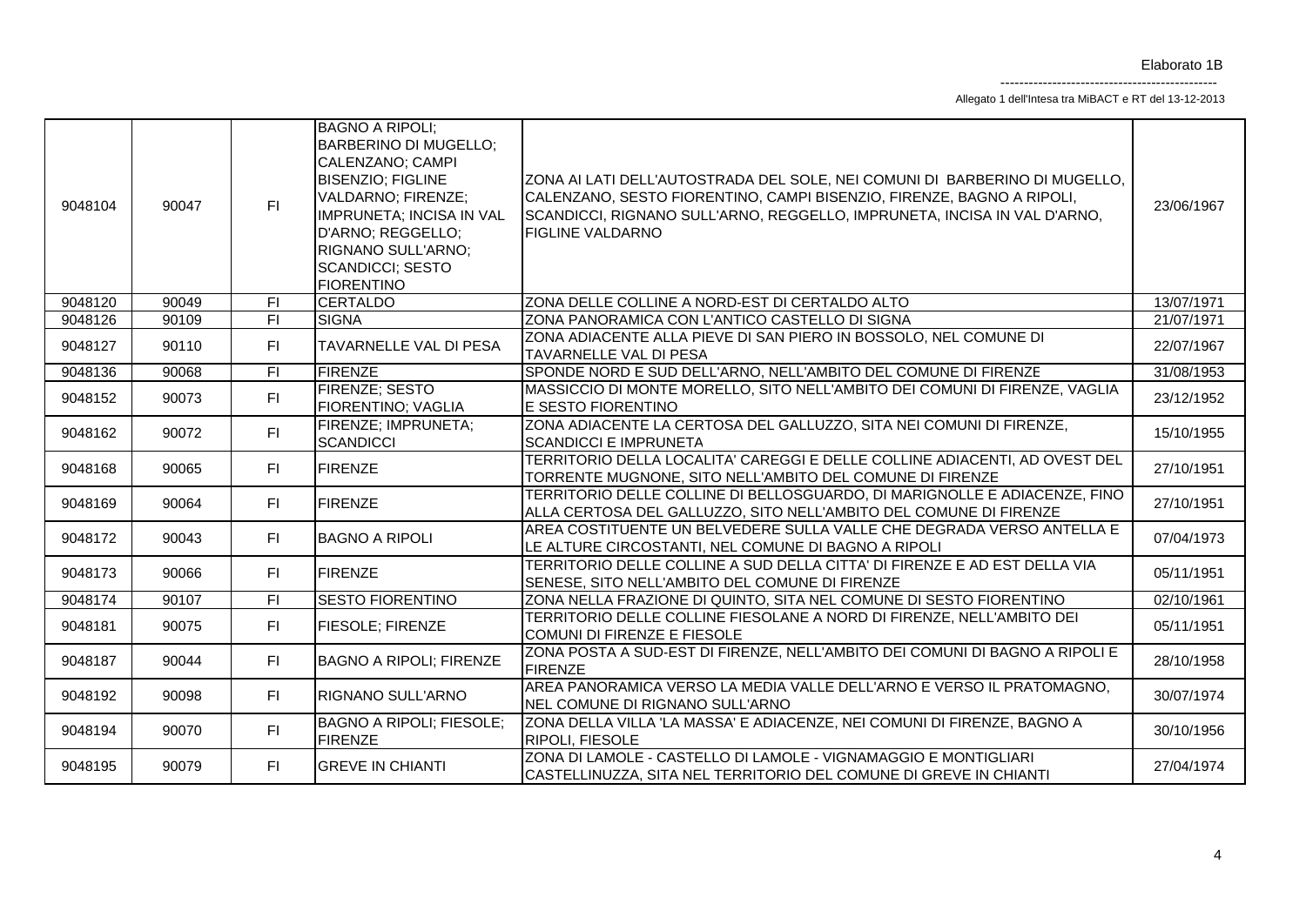| 9048104 | 90047 | FI | BAGNO A RIPOLI; BARBERINO DI MUGELLO; CALENZANO; CAMPI BISENZIO; FIGLINE VALDARNO; FIRENZE; IMPRUNETA; INCISA IN VAL D'ARNO; REGGELLO; RIGNANO SULL'ARNO; SCANDICCI; SESTO FIORENTINO | ZONA AI LATI DELL'AUTOSTRADA DEL SOLE, NEI COMUNI DI BARBERINO DI MUGELLO, CALENZANO, SESTO FIORENTINO, CAMPI BISENZIO, FIRENZE, BAGNO A RIPOLI, SCANDICCI, RIGNANO SULL'ARNO, REGGELLO, IMPRUNETA, INCISA IN VAL D'ARNO, FIGLINE VALDARNO | 23/06/1967 |
|---|---|---|---|---|---|
| 9048120 | 90049 | FI | CERTALDO | ZONA DELLE COLLINE A NORD-EST DI CERTALDO ALTO | 13/07/1971 |
| 9048126 | 90109 | FI | SIGNA | ZONA PANORAMICA CON L'ANTICO CASTELLO DI SIGNA | 21/07/1971 |
| 9048127 | 90110 | FI | TAVARNELLE VAL DI PESA | ZONA ADIACENTE ALLA PIEVE DI SAN PIERO IN BOSSOLO, NEL COMUNE DI TAVARNELLE VAL DI PESA | 22/07/1967 |
| 9048136 | 90068 | FI | FIRENZE | SPONDE NORD E SUD DELL'ARNO, NELL'AMBITO DEL COMUNE DI FIRENZE | 31/08/1953 |
| 9048152 | 90073 | FI | FIRENZE; SESTO FIORENTINO; VAGLIA | MASSICCIO DI MONTE MORELLO, SITO NELL'AMBITO DEI COMUNI DI FIRENZE, VAGLIA E SESTO FIORENTINO | 23/12/1952 |
| 9048162 | 90072 | FI | FIRENZE; IMPRUNETA; SCANDICCI | ZONA ADIACENTE LA CERTOSA DEL GALLUZZO, SITA NEI COMUNI DI FIRENZE, SCANDICCI E IMPRUNETA | 15/10/1955 |
| 9048168 | 90065 | FI | FIRENZE | TERRITORIO DELLA LOCALITA' CAREGGI E DELLE COLLINE ADIACENTI, AD OVEST DEL TORRENTE MUGNONE, SITO NELL'AMBITO DEL COMUNE DI FIRENZE | 27/10/1951 |
| 9048169 | 90064 | FI | FIRENZE | TERRITORIO DELLE COLLINE DI BELLOSGUARDO, DI MARIGNOLLE E ADIACENZE, FINO ALLA CERTOSA DEL GALLUZZO, SITO NELL'AMBITO DEL COMUNE DI FIRENZE | 27/10/1951 |
| 9048172 | 90043 | FI | BAGNO A RIPOLI | AREA COSTITUENTE UN BELVEDERE SULLA VALLE CHE DEGRADA VERSO ANTELLA E LE ALTURE CIRCOSTANTI, NEL COMUNE DI BAGNO A RIPOLI | 07/04/1973 |
| 9048173 | 90066 | FI | FIRENZE | TERRITORIO DELLE COLLINE A SUD DELLA CITTA' DI FIRENZE E AD EST DELLA VIA SENESE, SITO NELL'AMBITO DEL COMUNE DI FIRENZE | 05/11/1951 |
| 9048174 | 90107 | FI | SESTO FIORENTINO | ZONA NELLA FRAZIONE DI QUINTO, SITA NEL COMUNE DI SESTO FIORENTINO | 02/10/1961 |
| 9048181 | 90075 | FI | FIESOLE; FIRENZE | TERRITORIO DELLE COLLINE FIESOLANE A NORD DI FIRENZE, NELL'AMBITO DEI COMUNI DI FIRENZE E FIESOLE | 05/11/1951 |
| 9048187 | 90044 | FI | BAGNO A RIPOLI; FIRENZE | ZONA POSTA A SUD-EST DI FIRENZE, NELL'AMBITO DEI COMUNI DI BAGNO A RIPOLI E FIRENZE | 28/10/1958 |
| 9048192 | 90098 | FI | RIGNANO SULL'ARNO | AREA PANORAMICA VERSO LA MEDIA VALLE DELL'ARNO E VERSO IL PRATOMAGNO, NEL COMUNE DI RIGNANO SULL'ARNO | 30/07/1974 |
| 9048194 | 90070 | FI | BAGNO A RIPOLI; FIESOLE; FIRENZE | ZONA DELLA VILLA 'LA MASSA' E ADIACENZE, NEI COMUNI DI FIRENZE, BAGNO A RIPOLI, FIESOLE | 30/10/1956 |
| 9048195 | 90079 | FI | GREVE IN CHIANTI | ZONA DI LAMOLE - CASTELLO DI LAMOLE - VIGNAMAGGIO E MONTIGLIARI CASTELLINUZZA, SITA NEL TERRITORIO DEL COMUNE DI GREVE IN CHIANTI | 27/04/1974 |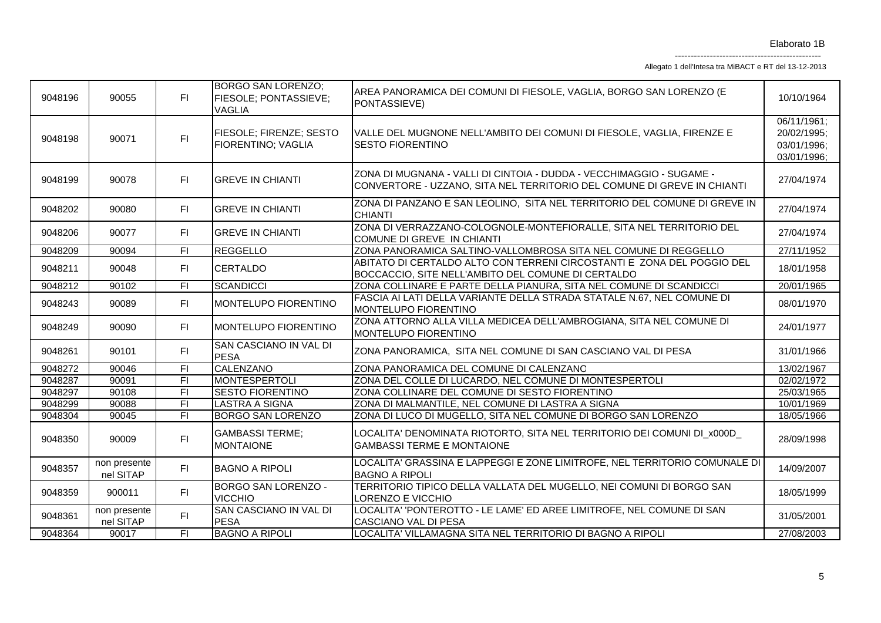| | | | | | |
|---|---|---|---|---|---|
| 9048196 | 90055 | FI | BORGO SAN LORENZO; FIESOLE; PONTASSIEVE; VAGLIA | AREA PANORAMICA DEI COMUNI DI FIESOLE, VAGLIA, BORGO SAN LORENZO (E PONTASSIEVE) | 10/10/1964 |
| 9048198 | 90071 | FI | FIESOLE; FIRENZE; SESTO FIORENTINO; VAGLIA | VALLE DEL MUGNONE NELL'AMBITO DEI COMUNI DI FIESOLE, VAGLIA, FIRENZE E SESTO FIORENTINO | 06/11/1961; 20/02/1995; 03/01/1996; 03/01/1996; |
| 9048199 | 90078 | FI | GREVE IN CHIANTI | ZONA DI MUGNANA - VALLI DI CINTOIA - DUDDA - VECCHIMAGGIO - SUGAME - CONVERTORE - UZZANO, SITA NEL TERRITORIO DEL COMUNE DI GREVE IN CHIANTI | 27/04/1974 |
| 9048202 | 90080 | FI | GREVE IN CHIANTI | ZONA DI PANZANO E SAN LEOLINO, SITA NEL TERRITORIO DEL COMUNE DI GREVE IN CHIANTI | 27/04/1974 |
| 9048206 | 90077 | FI | GREVE IN CHIANTI | ZONA DI VERRAZZANO-COLOGNOLE-MONTEFIORALLE, SITA NEL TERRITORIO DEL COMUNE DI GREVE IN CHIANTI | 27/04/1974 |
| 9048209 | 90094 | FI | REGGELLO | ZONA PANORAMICA SALTINO-VALLOMBROSA SITA NEL COMUNE DI REGGELLO | 27/11/1952 |
| 9048211 | 90048 | FI | CERTALDO | ABITATO DI CERTALDO ALTO CON TERRENI CIRCOSTANTI E ZONA DEL POGGIO DEL BOCCACCIO, SITE NELL'AMBITO DEL COMUNE DI CERTALDO | 18/01/1958 |
| 9048212 | 90102 | FI | SCANDICCI | ZONA COLLINARE E PARTE DELLA PIANURA, SITA NEL COMUNE DI SCANDICCI | 20/01/1965 |
| 9048243 | 90089 | FI | MONTELUPO FIORENTINO | FASCIA AI LATI DELLA VARIANTE DELLA STRADA STATALE N.67, NEL COMUNE DI MONTELUPO FIORENTINO | 08/01/1970 |
| 9048249 | 90090 | FI | MONTELUPO FIORENTINO | ZONA ATTORNO ALLA VILLA MEDICEA DELL'AMBROGIANA, SITA NEL COMUNE DI MONTELUPO FIORENTINO | 24/01/1977 |
| 9048261 | 90101 | FI | SAN CASCIANO IN VAL DI PESA | ZONA PANORAMICA, SITA NEL COMUNE DI SAN CASCIANO VAL DI PESA | 31/01/1966 |
| 9048272 | 90046 | FI | CALENZANO | ZONA PANORAMICA DEL COMUNE DI CALENZANO | 13/02/1967 |
| 9048287 | 90091 | FI | MONTESPERTOLI | ZONA DEL COLLE DI LUCARDO, NEL COMUNE DI MONTESPERTOLI | 02/02/1972 |
| 9048297 | 90108 | FI | SESTO FIORENTINO | ZONA COLLINARE DEL COMUNE DI SESTO FIORENTINO | 25/03/1965 |
| 9048299 | 90088 | FI | LASTRA A SIGNA | ZONA DI MALMANTILE, NEL COMUNE DI LASTRA A SIGNA | 10/01/1969 |
| 9048304 | 90045 | FI | BORGO SAN LORENZO | ZONA DI LUCO DI MUGELLO, SITA NEL COMUNE DI BORGO SAN LORENZO | 18/05/1966 |
| 9048350 | 90009 | FI | GAMBASSI TERME; MONTAIONE | LOCALITA' DENOMINATA RIOTORTO, SITA NEL TERRITORIO DEI COMUNI DI_x000D_ GAMBASSI TERME E MONTAIONE | 28/09/1998 |
| 9048357 | non presente nel SITAP | FI | BAGNO A RIPOLI | LOCALITA' GRASSINA E LAPPEGGI E ZONE LIMITROFE, NEL TERRITORIO COMUNALE DI BAGNO A RIPOLI | 14/09/2007 |
| 9048359 | 900011 | FI | BORGO SAN LORENZO - VICCHIO | TERRITORIO TIPICO DELLA VALLATA DEL MUGELLO, NEI COMUNI DI BORGO SAN LORENZO E VICCHIO | 18/05/1999 |
| 9048361 | non presente nel SITAP | FI | SAN CASCIANO IN VAL DI PESA | LOCALITA' 'PONTEROTTO - LE LAME' ED AREE LIMITROFE, NEL COMUNE DI SAN CASCIANO VAL DI PESA | 31/05/2001 |
| 9048364 | 90017 | FI | BAGNO A RIPOLI | LOCALITA' VILLAMAGNA SITA NEL TERRITORIO DI BAGNO A RIPOLI | 27/08/2003 |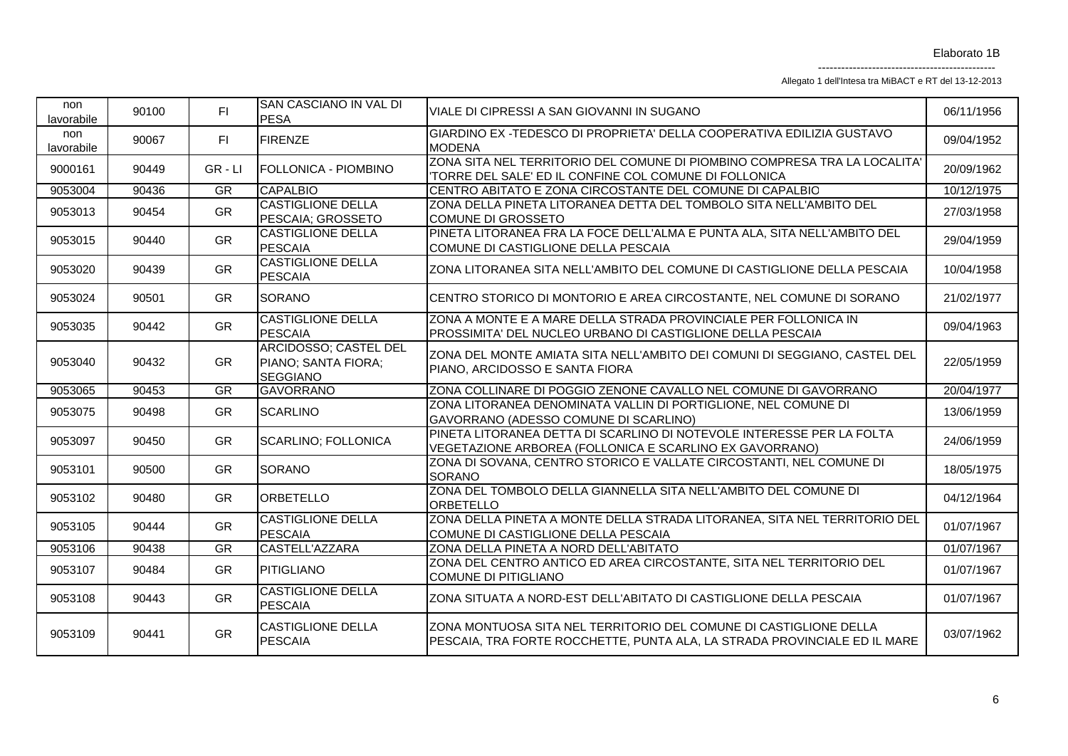Elaborato 1B

Allegato 1 dell'Intesa tra MiBACT e RT del 13-12-2013

| | | | | | |
|---|---|---|---|---|---|
| non lavorabile | 90100 | FI | SAN CASCIANO IN VAL DI PESA | VIALE DI CIPRESSI A SAN GIOVANNI IN SUGANO | 06/11/1956 |
| non lavorabile | 90067 | FI | FIRENZE | GIARDINO EX -TEDESCO DI PROPRIETA' DELLA COOPERATIVA EDILIZIA GUSTAVO MODENA | 09/04/1952 |
| 9000161 | 90449 | GR - LI | FOLLONICA - PIOMBINO | ZONA SITA NEL TERRITORIO DEL COMUNE DI PIOMBINO COMPRESA TRA LA LOCALITA' 'TORRE DEL SALE' ED IL CONFINE COL COMUNE DI FOLLONICA | 20/09/1962 |
| 9053004 | 90436 | GR | CAPALBIO | CENTRO ABITATO E ZONA CIRCOSTANTE DEL COMUNE DI CAPALBIO | 10/12/1975 |
| 9053013 | 90454 | GR | CASTIGLIONE DELLA PESCAIA; GROSSETO | ZONA DELLA PINETA LITORANEA DETTA DEL TOMBOLO SITA NELL'AMBITO DEL COMUNE DI GROSSETO | 27/03/1958 |
| 9053015 | 90440 | GR | CASTIGLIONE DELLA PESCAIA | PINETA LITORANEA FRA LA FOCE DELL'ALMA E PUNTA ALA, SITA NELL'AMBITO DEL COMUNE DI CASTIGLIONE DELLA PESCAIA | 29/04/1959 |
| 9053020 | 90439 | GR | CASTIGLIONE DELLA PESCAIA | ZONA LITORANEA SITA NELL'AMBITO DEL COMUNE DI CASTIGLIONE DELLA PESCAIA | 10/04/1958 |
| 9053024 | 90501 | GR | SORANO | CENTRO STORICO DI MONTORIO E AREA CIRCOSTANTE, NEL COMUNE DI SORANO | 21/02/1977 |
| 9053035 | 90442 | GR | CASTIGLIONE DELLA PESCAIA | ZONA A MONTE E A MARE DELLA STRADA PROVINCIALE PER FOLLONICA IN PROSSIMITA' DEL NUCLEO URBANO DI CASTIGLIONE DELLA PESCAIA | 09/04/1963 |
| 9053040 | 90432 | GR | ARCIDOSSO; CASTEL DEL PIANO; SANTA FIORA; SEGGIANO | ZONA DEL MONTE AMIATA SITA NELL'AMBITO DEI COMUNI DI SEGGIANO, CASTEL DEL PIANO, ARCIDOSSO E SANTA FIORA | 22/05/1959 |
| 9053065 | 90453 | GR | GAVORRANO | ZONA COLLINARE DI POGGIO ZENONE CAVALLO NEL COMUNE DI GAVORRANO | 20/04/1977 |
| 9053075 | 90498 | GR | SCARLINO | ZONA LITORANEA DENOMINATA VALLIN DI PORTIGLIONE, NEL COMUNE DI GAVORRANO (ADESSO COMUNE DI SCARLINO) | 13/06/1959 |
| 9053097 | 90450 | GR | SCARLINO; FOLLONICA | PINETA LITORANEA DETTA DI SCARLINO DI NOTEVOLE INTERESSE PER LA FOLTA VEGETAZIONE ARBOREA (FOLLONICA E SCARLINO EX GAVORRANO) | 24/06/1959 |
| 9053101 | 90500 | GR | SORANO | ZONA DI SOVANA, CENTRO STORICO E VALLATE CIRCOSTANTI, NEL COMUNE DI SORANO | 18/05/1975 |
| 9053102 | 90480 | GR | ORBETELLO | ZONA DEL TOMBOLO DELLA GIANNELLA SITA NELL'AMBITO DEL COMUNE DI ORBETELLO | 04/12/1964 |
| 9053105 | 90444 | GR | CASTIGLIONE DELLA PESCAIA | ZONA DELLA PINETA A MONTE DELLA STRADA LITORANEA, SITA NEL TERRITORIO DEL COMUNE DI CASTIGLIONE DELLA PESCAIA | 01/07/1967 |
| 9053106 | 90438 | GR | CASTELL'AZZARA | ZONA DELLA PINETA A NORD DELL'ABITATO | 01/07/1967 |
| 9053107 | 90484 | GR | PITIGLIANO | ZONA DEL CENTRO ANTICO ED AREA CIRCOSTANTE, SITA NEL TERRITORIO DEL COMUNE DI PITIGLIANO | 01/07/1967 |
| 9053108 | 90443 | GR | CASTIGLIONE DELLA PESCAIA | ZONA SITUATA A NORD-EST DELL'ABITATO DI CASTIGLIONE DELLA PESCAIA | 01/07/1967 |
| 9053109 | 90441 | GR | CASTIGLIONE DELLA PESCAIA | ZONA MONTUOSA SITA NEL TERRITORIO DEL COMUNE DI CASTIGLIONE DELLA PESCAIA, TRA FORTE ROCCHETTE, PUNTA ALA, LA STRADA PROVINCIALE ED IL MARE | 03/07/1962 |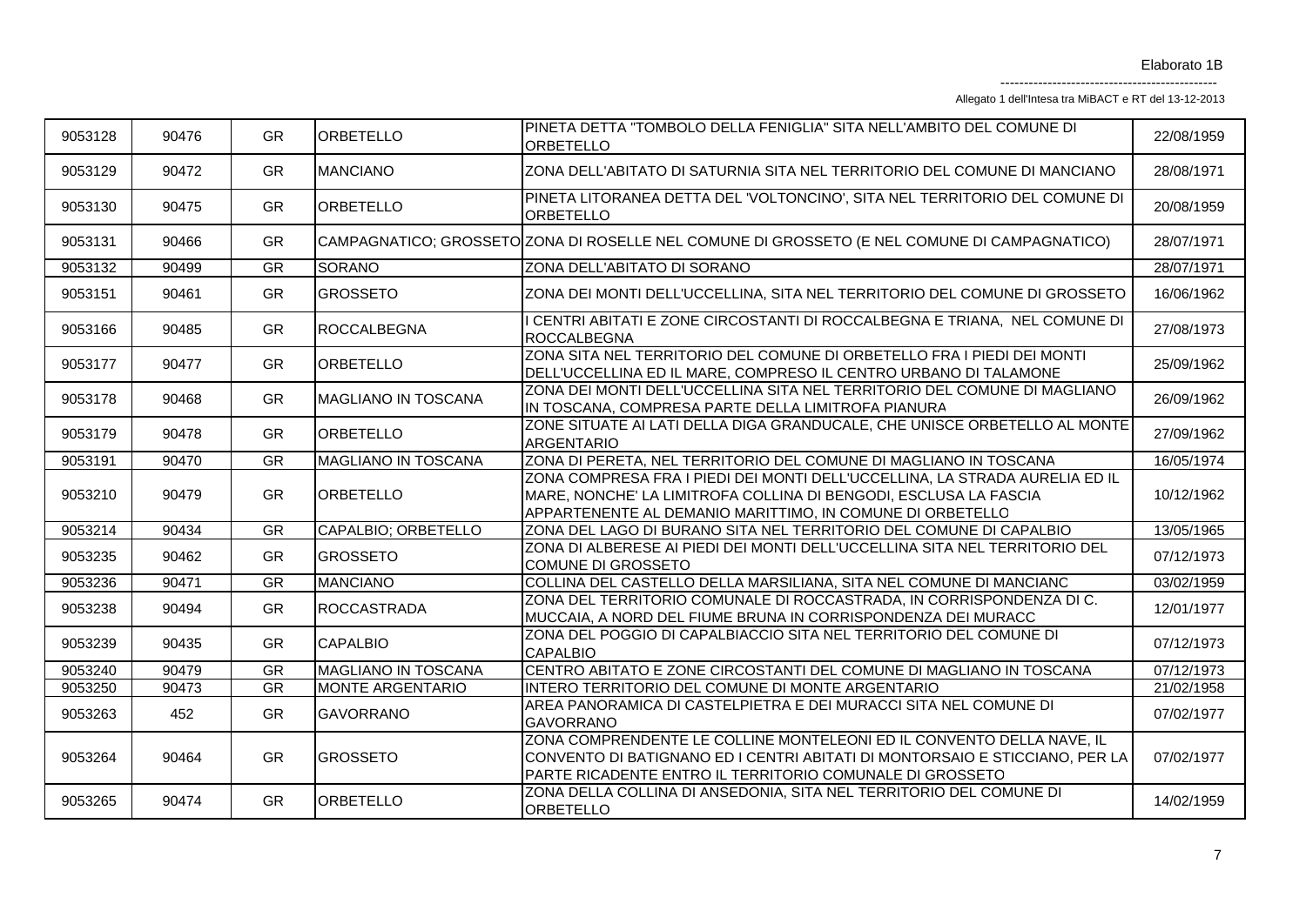Elaborato 1B

Allegato 1 dell'Intesa tra MiBACT e RT del 13-12-2013

| | | | | | |
|---|---|---|---|---|---|
| 9053128 | 90476 | GR | ORBETELLO | PINETA DETTA "TOMBOLO DELLA FENIGLIA" SITA NELL'AMBITO DEL COMUNE DI ORBETELLO | 22/08/1959 |
| 9053129 | 90472 | GR | MANCIANO | ZONA DELL'ABITATO DI SATURNIA SITA NEL TERRITORIO DEL COMUNE DI MANCIANO | 28/08/1971 |
| 9053130 | 90475 | GR | ORBETELLO | PINETA LITORANEA DETTA DEL 'VOLTONCINO', SITA NEL TERRITORIO DEL COMUNE DI ORBETELLO | 20/08/1959 |
| 9053131 | 90466 | GR | CAMPAGNATICO; GROSSETO | ZONA DI ROSELLE NEL COMUNE DI GROSSETO (E NEL COMUNE DI CAMPAGNATICO) | 28/07/1971 |
| 9053132 | 90499 | GR | SORANO | ZONA DELL'ABITATO DI SORANO | 28/07/1971 |
| 9053151 | 90461 | GR | GROSSETO | ZONA DEI MONTI DELL'UCCELLINA, SITA NEL TERRITORIO DEL COMUNE DI GROSSETO | 16/06/1962 |
| 9053166 | 90485 | GR | ROCCALBEGNA | I CENTRI ABITATI E ZONE CIRCOSTANTI DI ROCCALBEGNA E TRIANA, NEL COMUNE DI ROCCALBEGNA | 27/08/1973 |
| 9053177 | 90477 | GR | ORBETELLO | ZONA SITA NEL TERRITORIO DEL COMUNE DI ORBETELLO FRA I PIEDI DEI MONTI DELL'UCCELLINA ED IL MARE, COMPRESO IL CENTRO URBANO DI TALAMONE | 25/09/1962 |
| 9053178 | 90468 | GR | MAGLIANO IN TOSCANA | ZONA DEI MONTI DELL'UCCELLINA SITA NEL TERRITORIO DEL COMUNE DI MAGLIANO IN TOSCANA, COMPRESA PARTE DELLA LIMITROFA PIANURA | 26/09/1962 |
| 9053179 | 90478 | GR | ORBETELLO | ZONE SITUATE AI LATI DELLA DIGA GRANDUCALE, CHE UNISCE ORBETELLO AL MONTE ARGENTARIO | 27/09/1962 |
| 9053191 | 90470 | GR | MAGLIANO IN TOSCANA | ZONA DI PERETA, NEL TERRITORIO DEL COMUNE DI MAGLIANO IN TOSCANA | 16/05/1974 |
| 9053210 | 90479 | GR | ORBETELLO | ZONA COMPRESA FRA I PIEDI DEI MONTI DELL'UCCELLINA, LA STRADA AURELIA ED IL MARE, NONCHE' LA LIMITROFA COLLINA DI BENGODI, ESCLUSA LA FASCIA APPARTENENTE AL DEMANIO MARITTIMO, IN COMUNE DI ORBETELLO | 10/12/1962 |
| 9053214 | 90434 | GR | CAPALBIO; ORBETELLO | ZONA DEL LAGO DI BURANO SITA NEL TERRITORIO DEL COMUNE DI CAPALBIO | 13/05/1965 |
| 9053235 | 90462 | GR | GROSSETO | ZONA DI ALBERESE AI PIEDI DEI MONTI DELL'UCCELLINA SITA NEL TERRITORIO DEL COMUNE DI GROSSETO | 07/12/1973 |
| 9053236 | 90471 | GR | MANCIANO | COLLINA DEL CASTELLO DELLA MARSILIANA, SITA NEL COMUNE DI MANCIANO | 03/02/1959 |
| 9053238 | 90494 | GR | ROCCASTRADA | ZONA DEL TERRITORIO COMUNALE DI ROCCASTRADA, IN CORRISPONDENZA DI C. MUCCAIA, A NORD DEL FIUME BRUNA IN CORRISPONDENZA DEI MURACC | 12/01/1977 |
| 9053239 | 90435 | GR | CAPALBIO | ZONA DEL POGGIO DI CAPALBIACCIO SITA NEL TERRITORIO DEL COMUNE DI CAPALBIO | 07/12/1973 |
| 9053240 | 90479 | GR | MAGLIANO IN TOSCANA | CENTRO ABITATO E ZONE CIRCOSTANTI DEL COMUNE DI MAGLIANO IN TOSCANA | 07/12/1973 |
| 9053250 | 90473 | GR | MONTE ARGENTARIO | INTERO TERRITORIO DEL COMUNE DI MONTE ARGENTARIO | 21/02/1958 |
| 9053263 | 452 | GR | GAVORRANO | AREA PANORAMICA DI CASTELPIETRA E DEI MURACCI SITA NEL COMUNE DI GAVORRANO | 07/02/1977 |
| 9053264 | 90464 | GR | GROSSETO | ZONA COMPRENDENTE LE COLLINE MONTELEONI ED IL CONVENTO DELLA NAVE, IL CONVENTO DI BATIGNANO ED I CENTRI ABITATI DI MONTORSAIO E STICCIANO, PER LA PARTE RICADENTE ENTRO IL TERRITORIO COMUNALE DI GROSSETO | 07/02/1977 |
| 9053265 | 90474 | GR | ORBETELLO | ZONA DELLA COLLINA DI ANSEDONIA, SITA NEL TERRITORIO DEL COMUNE DI ORBETELLO | 14/02/1959 |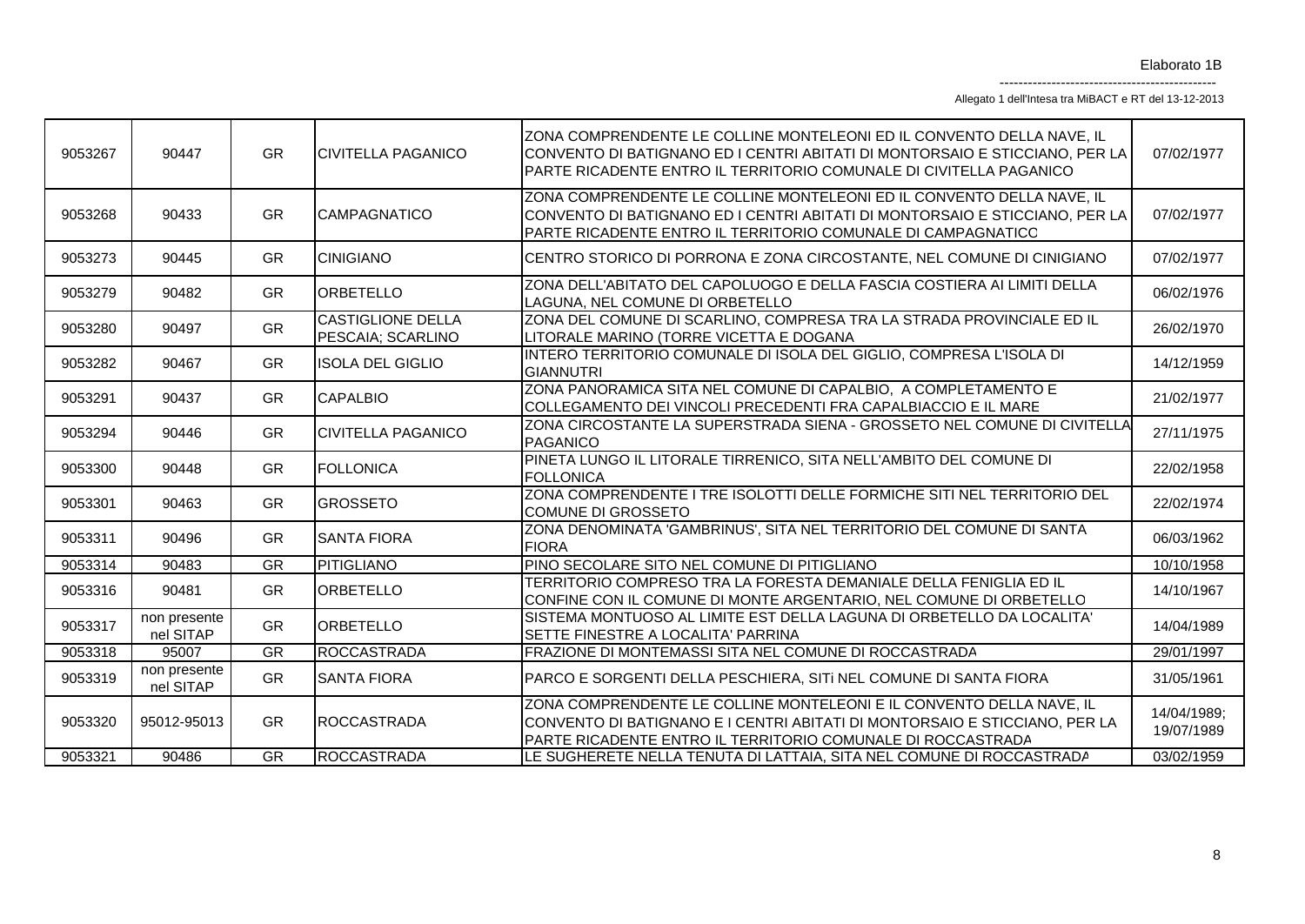| 9053267 | 90447 | GR | CIVITELLA PAGANICO | ZONA COMPRENDENTE LE COLLINE MONTELEONI ED IL CONVENTO DELLA NAVE, IL CONVENTO DI BATIGNANO ED I CENTRI ABITATI DI MONTORSAIO E STICCIANO, PER LA PARTE RICADENTE ENTRO IL TERRITORIO COMUNALE DI CIVITELLA PAGANICO | 07/02/1977 |
|---|---|---|---|---|---|
| 9053268 | 90433 | GR | CAMPAGNATICO | ZONA COMPRENDENTE LE COLLINE MONTELEONI ED IL CONVENTO DELLA NAVE, IL CONVENTO DI BATIGNANO ED I CENTRI ABITATI DI MONTORSAIO E STICCIANO, PER LA PARTE RICADENTE ENTRO IL TERRITORIO COMUNALE DI CAMPAGNATICO | 07/02/1977 |
| 9053273 | 90445 | GR | CINIGIANO | CENTRO STORICO DI PORRONA E ZONA CIRCOSTANTE, NEL COMUNE DI CINIGIANO | 07/02/1977 |
| 9053279 | 90482 | GR | ORBETELLO | ZONA DELL'ABITATO DEL CAPOLUOGO E DELLA FASCIA COSTIERA AI LIMITI DELLA LAGUNA, NEL COMUNE DI ORBETELLO | 06/02/1976 |
| 9053280 | 90497 | GR | CASTIGLIONE DELLA PESCAIA; SCARLINO | ZONA DEL COMUNE DI SCARLINO, COMPRESA TRA LA STRADA PROVINCIALE ED IL LITORALE MARINO (TORRE VICETTA E DOGANA | 26/02/1970 |
| 9053282 | 90467 | GR | ISOLA DEL GIGLIO | INTERO TERRITORIO COMUNALE DI ISOLA DEL GIGLIO, COMPRESA L'ISOLA DI GIANNUTRI | 14/12/1959 |
| 9053291 | 90437 | GR | CAPALBIO | ZONA PANORAMICA SITA NEL COMUNE DI CAPALBIO, A COMPLETAMENTO E COLLEGAMENTO DEI VINCOLI PRECEDENTI FRA CAPALBIACCIO E IL MARE | 21/02/1977 |
| 9053294 | 90446 | GR | CIVITELLA PAGANICO | ZONA CIRCOSTANTE LA SUPERSTRADA SIENA - GROSSETO NEL COMUNE DI CIVITELLA PAGANICO | 27/11/1975 |
| 9053300 | 90448 | GR | FOLLONICA | PINETA LUNGO IL LITORALE TIRRENICO, SITA NELL'AMBITO DEL COMUNE DI FOLLONICA | 22/02/1958 |
| 9053301 | 90463 | GR | GROSSETO | ZONA COMPRENDENTE I TRE ISOLOTTI DELLE FORMICHE SITI NEL TERRITORIO DEL COMUNE DI GROSSETO | 22/02/1974 |
| 9053311 | 90496 | GR | SANTA FIORA | ZONA DENOMINATA 'GAMBRINUS', SITA NEL TERRITORIO DEL COMUNE DI SANTA FIORA | 06/03/1962 |
| 9053314 | 90483 | GR | PITIGLIANO | PINO SECOLARE SITO NEL COMUNE DI PITIGLIANO | 10/10/1958 |
| 9053316 | 90481 | GR | ORBETELLO | TERRITORIO COMPRESO TRA LA FORESTA DEMANIALE DELLA FENIGLIA ED IL CONFINE CON IL COMUNE DI MONTE ARGENTARIO, NEL COMUNE DI ORBETELLO | 14/10/1967 |
| 9053317 | non presente nel SITAP | GR | ORBETELLO | SISTEMA MONTUOSO AL LIMITE EST DELLA LAGUNA DI ORBETELLO DA LOCALITA' SETTE FINESTRE A LOCALITA' PARRINA | 14/04/1989 |
| 9053318 | 95007 | GR | ROCCASTRADA | FRAZIONE DI MONTEMASSI SITA NEL COMUNE DI ROCCASTRADA | 29/01/1997 |
| 9053319 | non presente nel SITAP | GR | SANTA FIORA | PARCO E SORGENTI DELLA PESCHIERA, SITi NEL COMUNE DI SANTA FIORA | 31/05/1961 |
| 9053320 | 95012-95013 | GR | ROCCASTRADA | ZONA COMPRENDENTE LE COLLINE MONTELEONI E IL CONVENTO DELLA NAVE, IL CONVENTO DI BATIGNANO E I CENTRI ABITATI DI MONTORSAIO E STICCIANO, PER LA PARTE RICADENTE ENTRO IL TERRITORIO COMUNALE DI ROCCASTRADA | 14/04/1989; 19/07/1989 |
| 9053321 | 90486 | GR | ROCCASTRADA | LE SUGHERETE NELLA TENUTA DI LATTAIA, SITA NEL COMUNE DI ROCCASTRADA | 03/02/1959 |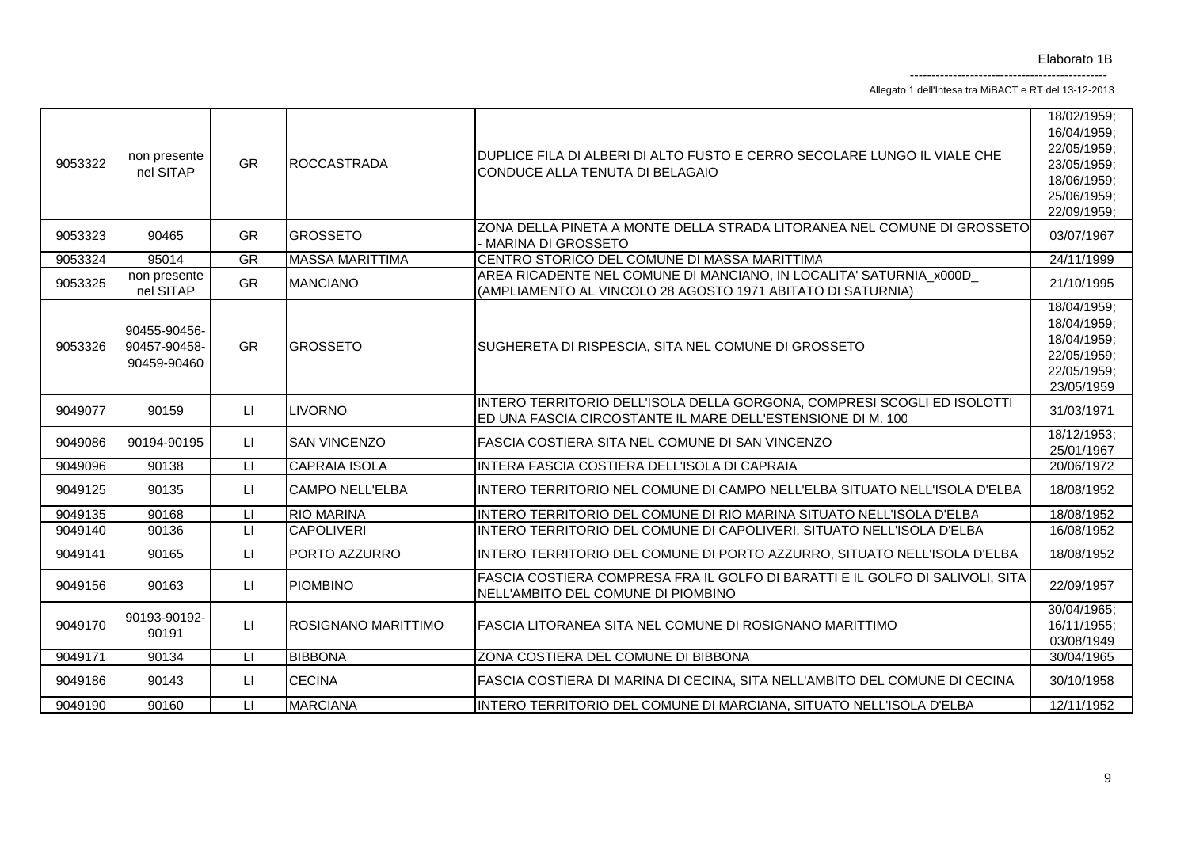Elaborato 1B

Allegato 1 dell'Intesa tra MiBACT e RT del 13-12-2013

| | | | | | |
|---|---|---|---|---|---|
| 9053322 | non presente nel SITAP | GR | ROCCASTRADA | DUPLICE FILA DI ALBERI DI ALTO FUSTO E CERRO SECOLARE LUNGO IL VIALE CHE CONDUCE ALLA TENUTA DI BELAGAIO | 18/02/1959; 16/04/1959; 22/05/1959; 23/05/1959; 18/06/1959; 25/06/1959; 22/09/1959; |
| 9053323 | 90465 | GR | GROSSETO | ZONA DELLA PINETA A MONTE DELLA STRADA LITORANEA NEL COMUNE DI GROSSETO - MARINA DI GROSSETO | 03/07/1967 |
| 9053324 | 95014 | GR | MASSA MARITTIMA | CENTRO STORICO DEL COMUNE DI MASSA MARITTIMA | 24/11/1999 |
| 9053325 | non presente nel SITAP | GR | MANCIANO | AREA RICADENTE NEL COMUNE DI MANCIANO, IN LOCALITA' SATURNIA_x000D_ (AMPLIAMENTO AL VINCOLO 28 AGOSTO 1971 ABITATO DI SATURNIA) | 21/10/1995 |
| 9053326 | 90455-90456-90457-90458-90459-90460 | GR | GROSSETO | SUGHERETA DI RISPESCIA, SITA NEL COMUNE DI GROSSETO | 18/04/1959; 18/04/1959; 18/04/1959; 22/05/1959; 22/05/1959; 23/05/1959 |
| 9049077 | 90159 | LI | LIVORNO | INTERO TERRITORIO DELL'ISOLA DELLA GORGONA, COMPRESI SCOGLI ED ISOLOTTI ED UNA FASCIA CIRCOSTANTE IL MARE DELL'ESTENSIONE DI M. 100 | 31/03/1971 |
| 9049086 | 90194-90195 | LI | SAN VINCENZO | FASCIA COSTIERA SITA NEL COMUNE DI SAN VINCENZO | 18/12/1953; 25/01/1967 |
| 9049096 | 90138 | LI | CAPRAIA ISOLA | INTERA FASCIA COSTIERA DELL'ISOLA DI CAPRAIA | 20/06/1972 |
| 9049125 | 90135 | LI | CAMPO NELL'ELBA | INTERO TERRITORIO NEL COMUNE DI CAMPO NELL'ELBA SITUATO NELL'ISOLA D'ELBA | 18/08/1952 |
| 9049135 | 90168 | LI | RIO MARINA | INTERO TERRITORIO DEL COMUNE DI RIO MARINA SITUATO NELL'ISOLA D'ELBA | 18/08/1952 |
| 9049140 | 90136 | LI | CAPOLIVERI | INTERO TERRITORIO DEL COMUNE DI CAPOLIVERI, SITUATO NELL'ISOLA D'ELBA | 16/08/1952 |
| 9049141 | 90165 | LI | PORTO AZZURRO | INTERO TERRITORIO DEL COMUNE DI PORTO AZZURRO, SITUATO NELL'ISOLA D'ELBA | 18/08/1952 |
| 9049156 | 90163 | LI | PIOMBINO | FASCIA COSTIERA COMPRESA FRA IL GOLFO DI BARATTI E IL GOLFO DI SALIVOLI, SITA NELL'AMBITO DEL COMUNE DI PIOMBINO | 22/09/1957 |
| 9049170 | 90193-90192-90191 | LI | ROSIGNANO MARITTIMO | FASCIA LITORANEA SITA NEL COMUNE DI ROSIGNANO MARITTIMO | 30/04/1965; 16/11/1955; 03/08/1949 |
| 9049171 | 90134 | LI | BIBBONA | ZONA COSTIERA DEL COMUNE DI BIBBONA | 30/04/1965 |
| 9049186 | 90143 | LI | CECINA | FASCIA COSTIERA DI MARINA DI CECINA, SITA NELL'AMBITO DEL COMUNE DI CECINA | 30/10/1958 |
| 9049190 | 90160 | LI | MARCIANA | INTERO TERRITORIO DEL COMUNE DI MARCIANA, SITUATO NELL'ISOLA D'ELBA | 12/11/1952 |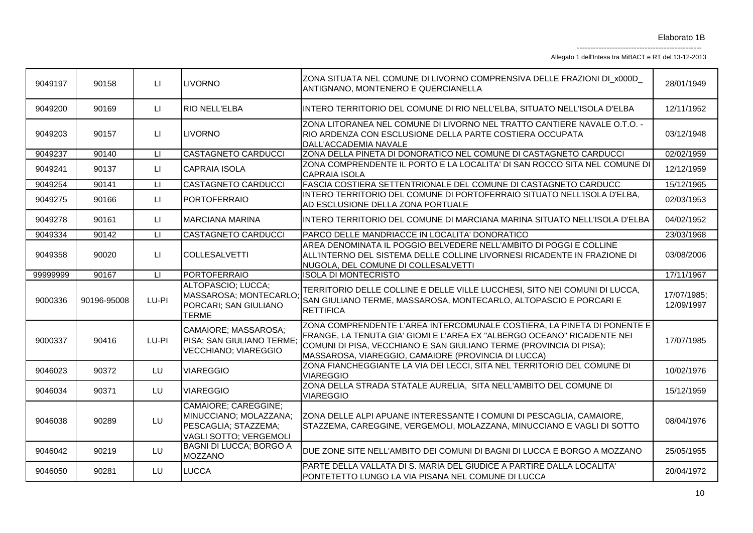| 9049197 | 90158 | LI | LIVORNO | ZONA SITUATA NEL COMUNE DI LIVORNO COMPRENSIVA DELLE FRAZIONI DI_x000D_ ANTIGNANO, MONTENERO E QUERCIANELLA | 28/01/1949 |
|---|---|---|---|---|---|
| 9049200 | 90169 | LI | RIO NELL'ELBA | INTERO TERRITORIO DEL COMUNE DI RIO NELL'ELBA, SITUATO NELL'ISOLA D'ELBA | 12/11/1952 |
| 9049203 | 90157 | LI | LIVORNO | ZONA LITORANEA NEL COMUNE DI LIVORNO NEL TRATTO CANTIERE NAVALE O.T.O. - RIO ARDENZA CON ESCLUSIONE DELLA PARTE COSTIERA OCCUPATA DALL'ACCADEMIA NAVALE | 03/12/1948 |
| 9049237 | 90140 | LI | CASTAGNETO CARDUCCI | ZONA DELLA PINETA DI DONORATICO NEL COMUNE DI CASTAGNETO CARDUCCI | 02/02/1959 |
| 9049241 | 90137 | LI | CAPRAIA ISOLA | ZONA COMPRENDENTE IL PORTO E LA LOCALITA' DI SAN ROCCO SITA NEL COMUNE DI CAPRAIA ISOLA | 12/12/1959 |
| 9049254 | 90141 | LI | CASTAGNETO CARDUCCI | FASCIA COSTIERA SETTENTRIONALE DEL COMUNE DI CASTAGNETO CARDUCC | 15/12/1965 |
| 9049275 | 90166 | LI | PORTOFERRAIO | INTERO TERRITORIO DEL COMUNE DI PORTOFERRAIO SITUATO NELL'ISOLA D'ELBA, AD ESCLUSIONE DELLA ZONA PORTUALE | 02/03/1953 |
| 9049278 | 90161 | LI | MARCIANA MARINA | INTERO TERRITORIO DEL COMUNE DI MARCIANA MARINA SITUATO NELL'ISOLA D'ELBA | 04/02/1952 |
| 9049334 | 90142 | LI | CASTAGNETO CARDUCCI | PARCO DELLE MANDRIACCE IN LOCALITA' DONORATICO | 23/03/1968 |
| 9049358 | 90020 | LI | COLLESALVETTI | AREA DENOMINATA IL POGGIO BELVEDERE NELL'AMBITO DI POGGI E COLLINE ALL'INTERNO DEL SISTEMA DELLE COLLINE LIVORNESI RICADENTE IN FRAZIONE DI NUGOLA, DEL COMUNE DI COLLESALVETTI | 03/08/2006 |
| 99999999 | 90167 | LI | PORTOFERRAIO | ISOLA DI MONTECRISTO | 17/11/1967 |
| 9000336 | 90196-95008 | LU-PI | ALTOPASCIO; LUCCA; MASSAROSA; MONTECARLO; PORCARI; SAN GIULIANO TERME | TERRITORIO DELLE COLLINE E DELLE VILLE LUCCHESI, SITO NEI COMUNI DI LUCCA, SAN GIULIANO TERME, MASSAROSA, MONTECARLO, ALTOPASCIO E PORCARI E RETTIFICA | 17/07/1985; 12/09/1997 |
| 9000337 | 90416 | LU-PI | CAMAIORE; MASSAROSA; PISA; SAN GIULIANO TERME; VECCHIANO; VIAREGGIO | ZONA COMPRENDENTE L'AREA INTERCOMUNALE COSTIERA, LA PINETA DI PONENTE E FRANGE, LA TENUTA GIA' GIOMI E L'AREA EX "ALBERGO OCEANO" RICADENTE NEI COMUNI DI PISA, VECCHIANO E SAN GIULIANO TERME (PROVINCIA DI PISA); MASSAROSA, VIAREGGIO, CAMAIORE (PROVINCIA DI LUCCA) | 17/07/1985 |
| 9046023 | 90372 | LU | VIAREGGIO | ZONA FIANCHEGGIANTE LA VIA DEI LECCI, SITA NEL TERRITORIO DEL COMUNE DI VIAREGGIO | 10/02/1976 |
| 9046034 | 90371 | LU | VIAREGGIO | ZONA DELLA STRADA STATALE AURELIA, SITA NELL'AMBITO DEL COMUNE DI VIAREGGIO | 15/12/1959 |
| 9046038 | 90289 | LU | CAMAIORE; CAREGGINE; MINUCCIANO; MOLAZZANA; PESCAGLIA; STAZZEMA; VAGLI SOTTO; VERGEMOLI | ZONA DELLE ALPI APUANE INTERESSANTE I COMUNI DI PESCAGLIA, CAMAIORE, STAZZEMA, CAREGGINE, VERGEMOLI, MOLAZZANA, MINUCCIANO E VAGLI DI SOTTO | 08/04/1976 |
| 9046042 | 90219 | LU | BAGNI DI LUCCA; BORGO A MOZZANO | DUE ZONE SITE NELL'AMBITO DEI COMUNI DI BAGNI DI LUCCA E BORGO A MOZZANO | 25/05/1955 |
| 9046050 | 90281 | LU | LUCCA | PARTE DELLA VALLATA DI S. MARIA DEL GIUDICE A PARTIRE DALLA LOCALITA' PONTETETTO LUNGO LA VIA PISANA NEL COMUNE DI LUCCA | 20/04/1972 |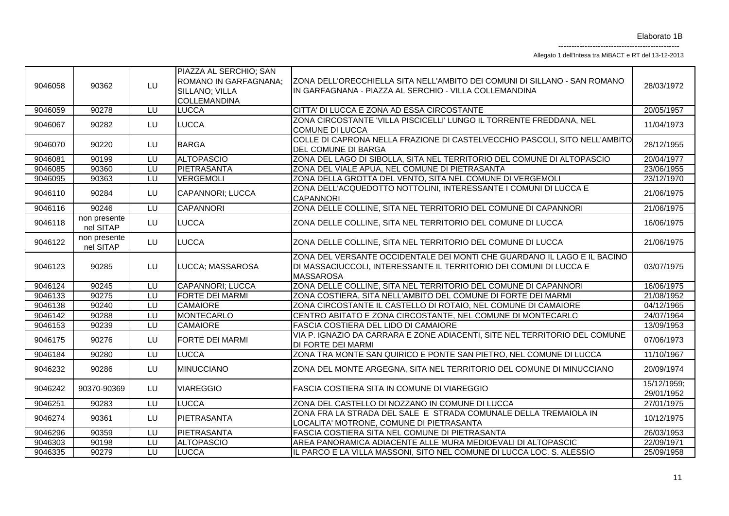| | | | | | |
|---|---|---|---|---|---|
| 9046058 | 90362 | LU | PIAZZA AL SERCHIO; SAN ROMANO IN GARFAGNANA; SILLANO; VILLA COLLEMANDINA | ZONA DELL'ORECCHIELLA SITA NELL'AMBITO DEI COMUNI DI SILLANO - SAN ROMANO IN GARFAGNANA - PIAZZA AL SERCHIO - VILLA COLLEMANDINA | 28/03/1972 |
| 9046059 | 90278 | LU | LUCCA | CITTA' DI LUCCA E ZONA AD ESSA CIRCOSTANTE | 20/05/1957 |
| 9046067 | 90282 | LU | LUCCA | ZONA CIRCOSTANTE 'VILLA PISCICELLI' LUNGO IL TORRENTE FREDDANA, NEL COMUNE DI LUCCA | 11/04/1973 |
| 9046070 | 90220 | LU | BARGA | COLLE DI CAPRONA NELLA FRAZIONE DI CASTELVECCHIO PASCOLI, SITO NELL'AMBITO DEL COMUNE DI BARGA | 28/12/1955 |
| 9046081 | 90199 | LU | ALTOPASCIO | ZONA DEL LAGO DI SIBOLLA, SITA NEL TERRITORIO DEL COMUNE DI ALTOPASCIO | 20/04/1977 |
| 9046085 | 90360 | LU | PIETRASANTA | ZONA DEL VIALE APUA, NEL COMUNE DI PIETRASANTA | 23/06/1955 |
| 9046095 | 90363 | LU | VERGEMOLI | ZONA DELLA GROTTA DEL VENTO, SITA NEL COMUNE DI VERGEMOLI | 23/12/1970 |
| 9046110 | 90284 | LU | CAPANNORI; LUCCA | ZONA DELL'ACQUEDOTTO NOTTOLINI, INTERESSANTE I COMUNI DI LUCCA E CAPANNORI | 21/06/1975 |
| 9046116 | 90246 | LU | CAPANNORI | ZONA DELLE COLLINE, SITA NEL TERRITORIO DEL COMUNE DI CAPANNORI | 21/06/1975 |
| 9046118 | non presente nel SITAP | LU | LUCCA | ZONA DELLE COLLINE, SITA NEL TERRITORIO DEL COMUNE DI LUCCA | 16/06/1975 |
| 9046122 | non presente nel SITAP | LU | LUCCA | ZONA DELLE COLLINE, SITA NEL TERRITORIO DEL COMUNE DI LUCCA | 21/06/1975 |
| 9046123 | 90285 | LU | LUCCA; MASSAROSA | ZONA DEL VERSANTE OCCIDENTALE DEI MONTI CHE GUARDANO IL LAGO E IL BACINO DI MASSACIUCCOLI, INTERESSANTE IL TERRITORIO DEI COMUNI DI LUCCA E MASSAROSA | 03/07/1975 |
| 9046124 | 90245 | LU | CAPANNORI; LUCCA | ZONA DELLE COLLINE, SITA NEL TERRITORIO DEL COMUNE DI CAPANNORI | 16/06/1975 |
| 9046133 | 90275 | LU | FORTE DEI MARMI | ZONA COSTIERA, SITA NELL'AMBITO DEL COMUNE DI FORTE DEI MARMI | 21/08/1952 |
| 9046138 | 90240 | LU | CAMAIORE | ZONA CIRCOSTANTE IL CASTELLO DI ROTAIO, NEL COMUNE DI CAMAIORE | 04/12/1965 |
| 9046142 | 90288 | LU | MONTECARLO | CENTRO ABITATO E ZONA CIRCOSTANTE, NEL COMUNE DI MONTECARLO | 24/07/1964 |
| 9046153 | 90239 | LU | CAMAIORE | FASCIA COSTIERA DEL LIDO DI CAMAIORE | 13/09/1953 |
| 9046175 | 90276 | LU | FORTE DEI MARMI | VIA P. IGNAZIO DA CARRARA E ZONE ADIACENTI, SITE NEL TERRITORIO DEL COMUNE DI FORTE DEI MARMI | 07/06/1973 |
| 9046184 | 90280 | LU | LUCCA | ZONA TRA MONTE SAN QUIRICO E PONTE SAN PIETRO, NEL COMUNE DI LUCCA | 11/10/1967 |
| 9046232 | 90286 | LU | MINUCCIANO | ZONA DEL MONTE ARGEGNA, SITA NEL TERRITORIO DEL COMUNE DI MINUCCIANO | 20/09/1974 |
| 9046242 | 90370-90369 | LU | VIAREGGIO | FASCIA COSTIERA SITA IN COMUNE DI VIAREGGIO | 15/12/1959; 29/01/1952 |
| 9046251 | 90283 | LU | LUCCA | ZONA DEL CASTELLO DI NOZZANO IN COMUNE DI LUCCA | 27/01/1975 |
| 9046274 | 90361 | LU | PIETRASANTA | ZONA FRA LA STRADA DEL SALE E STRADA COMUNALE DELLA TREMAIOLA IN LOCALITA' MOTRONE, COMUNE DI PIETRASANTA | 10/12/1975 |
| 9046296 | 90359 | LU | PIETRASANTA | FASCIA COSTIERA SITA NEL COMUNE DI PIETRASANTA | 26/03/1953 |
| 9046303 | 90198 | LU | ALTOPASCIO | AREA PANORAMICA ADIACENTE ALLE MURA MEDIOEVALI DI ALTOPASCIO | 22/09/1971 |
| 9046335 | 90279 | LU | LUCCA | IL PARCO E LA VILLA MASSONI, SITO NEL COMUNE DI LUCCA LOC. S. ALESSIO | 25/09/1958 |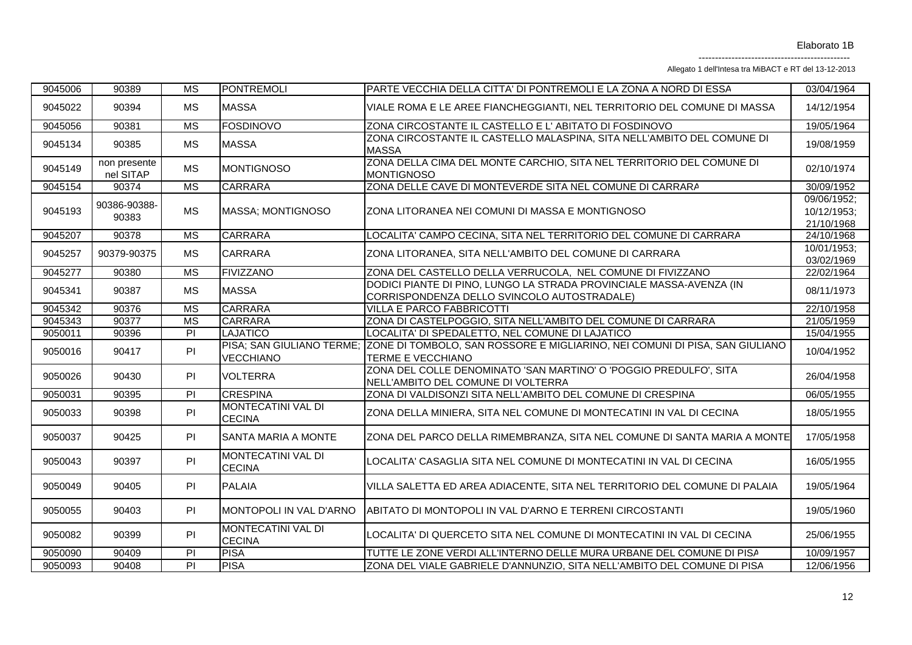| 9045006 | 90389 | MS | PONTREMOLI | PARTE VECCHIA DELLA CITTA' DI PONTREMOLI E LA ZONA A NORD DI ESSA | 03/04/1964 |
|---|---|---|---|---|---|
| 9045022 | 90394 | MS | MASSA | VIALE ROMA E LE AREE FIANCHEGGIANTI, NEL TERRITORIO DEL COMUNE DI MASSA | 14/12/1954 |
| 9045056 | 90381 | MS | FOSDINOVO | ZONA CIRCOSTANTE IL CASTELLO E L' ABITATO DI FOSDINOVO | 19/05/1964 |
| 9045134 | 90385 | MS | MASSA | ZONA CIRCOSTANTE IL CASTELLO MALASPINA, SITA NELL'AMBITO DEL COMUNE DI MASSA | 19/08/1959 |
| 9045149 | non presente nel SITAP | MS | MONTIGNOSO | ZONA DELLA CIMA DEL MONTE CARCHIO, SITA NEL TERRITORIO DEL COMUNE DI MONTIGNOSO | 02/10/1974 |
| 9045154 | 90374 | MS | CARRARA | ZONA DELLE CAVE DI MONTEVERDE SITA NEL COMUNE DI CARRARA | 30/09/1952 |
| 9045193 | 90386-90388-90383 | MS | MASSA; MONTIGNOSO | ZONA LITORANEA NEI COMUNI DI MASSA E MONTIGNOSO | 09/06/1952; 10/12/1953; 21/10/1968 |
| 9045207 | 90378 | MS | CARRARA | LOCALITA' CAMPO CECINA, SITA NEL TERRITORIO DEL COMUNE DI CARRARA | 24/10/1968 |
| 9045257 | 90379-90375 | MS | CARRARA | ZONA LITORANEA, SITA NELL'AMBITO DEL COMUNE DI CARRARA | 10/01/1953; 03/02/1969 |
| 9045277 | 90380 | MS | FIVIZZANO | ZONA DEL CASTELLO DELLA VERRUCOLA, NEL COMUNE DI FIVIZZANO | 22/02/1964 |
| 9045341 | 90387 | MS | MASSA | DODICI PIANTE DI PINO, LUNGO LA STRADA PROVINCIALE MASSA-AVENZA (IN CORRISPONDENZA DELLO SVINCOLO AUTOSTRADALE) | 08/11/1973 |
| 9045342 | 90376 | MS | CARRARA | VILLA E PARCO FABBRICOTTI | 22/10/1958 |
| 9045343 | 90377 | MS | CARRARA | ZONA DI CASTELPOGGIO, SITA NELL'AMBITO DEL COMUNE DI CARRARA | 21/05/1959 |
| 9050011 | 90396 | PI | LAJATICO | LOCALITA' DI SPEDALETTO, NEL COMUNE DI LAJATICO | 15/04/1955 |
| 9050016 | 90417 | PI | PISA; SAN GIULIANO TERME; VECCHIANO | ZONE DI TOMBOLO, SAN ROSSORE E MIGLIARINO, NEI COMUNI DI PISA, SAN GIULIANO TERME E VECCHIANO | 10/04/1952 |
| 9050026 | 90430 | PI | VOLTERRA | ZONA DEL COLLE DENOMINATO 'SAN MARTINO' O 'POGGIO PREDULFO', SITA NELL'AMBITO DEL COMUNE DI VOLTERRA | 26/04/1958 |
| 9050031 | 90395 | PI | CRESPINA | ZONA DI VALDISONZI SITA NELL'AMBITO DEL COMUNE DI CRESPINA | 06/05/1955 |
| 9050033 | 90398 | PI | MONTECATINI VAL DI CECINA | ZONA DELLA MINIERA, SITA NEL COMUNE DI MONTECATINI IN VAL DI CECINA | 18/05/1955 |
| 9050037 | 90425 | PI | SANTA MARIA A MONTE | ZONA DEL PARCO DELLA RIMEMBRANZA, SITA NEL COMUNE DI SANTA MARIA A MONTE | 17/05/1958 |
| 9050043 | 90397 | PI | MONTECATINI VAL DI CECINA | LOCALITA' CASAGLIA SITA NEL COMUNE DI MONTECATINI IN VAL DI CECINA | 16/05/1955 |
| 9050049 | 90405 | PI | PALAIA | VILLA SALETTA ED AREA ADIACENTE, SITA NEL TERRITORIO DEL COMUNE DI PALAIA | 19/05/1964 |
| 9050055 | 90403 | PI | MONTOPOLI IN VAL D'ARNO | ABITATO DI MONTOPOLI IN VAL D'ARNO E TERRENI CIRCOSTANTI | 19/05/1960 |
| 9050082 | 90399 | PI | MONTECATINI VAL DI CECINA | LOCALITA' DI QUERCETO SITA NEL COMUNE DI MONTECATINI IN VAL DI CECINA | 25/06/1955 |
| 9050090 | 90409 | PI | PISA | TUTTE LE ZONE VERDI ALL'INTERNO DELLE MURA URBANE DEL COMUNE DI PISA | 10/09/1957 |
| 9050093 | 90408 | PI | PISA | ZONA DEL VIALE GABRIELE D'ANNUNZIO, SITA NELL'AMBITO DEL COMUNE DI PISA | 12/06/1956 |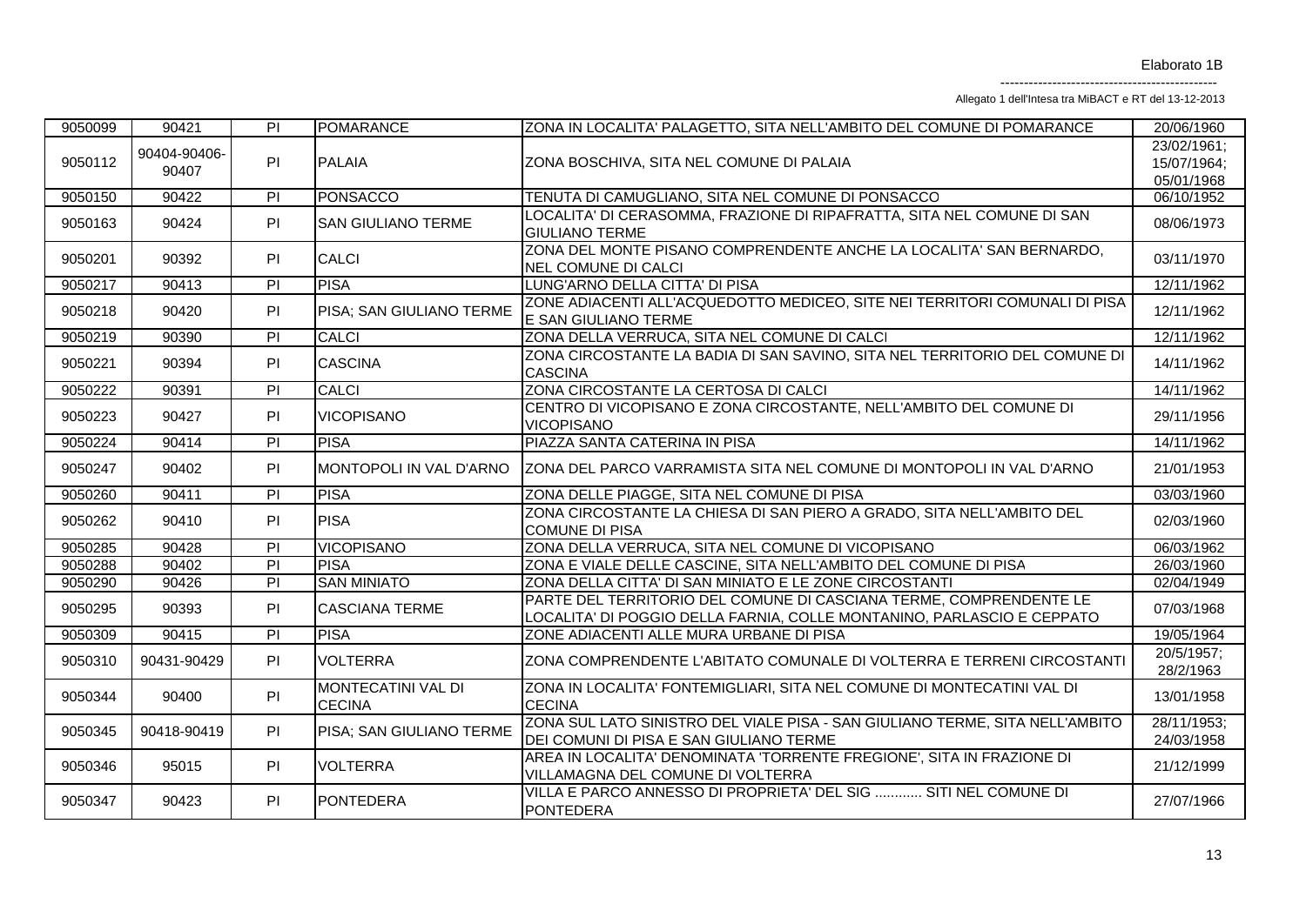| 9050099 | 90421 | PI | POMARANCE | ZONA IN LOCALITA' PALAGETTO, SITA NELL'AMBITO DEL COMUNE DI POMARANCE | 20/06/1960 |
|---|---|---|---|---|---|
| 9050112 | 90404-90406-90407 | PI | PALAIA | ZONA BOSCHIVA, SITA NEL COMUNE DI PALAIA | 23/02/1961; 15/07/1964; 05/01/1968 |
| 9050150 | 90422 | PI | PONSACCO | TENUTA DI CAMUGLIANO, SITA NEL COMUNE DI PONSACCO | 06/10/1952 |
| 9050163 | 90424 | PI | SAN GIULIANO TERME | LOCALITA' DI CERASOMMA, FRAZIONE DI RIPAFRATTA, SITA NEL COMUNE DI SAN GIULIANO TERME | 08/06/1973 |
| 9050201 | 90392 | PI | CALCI | ZONA DEL MONTE PISANO COMPRENDENTE ANCHE LA LOCALITA' SAN BERNARDO, NEL COMUNE DI CALCI | 03/11/1970 |
| 9050217 | 90413 | PI | PISA | LUNG'ARNO DELLA CITTA' DI PISA | 12/11/1962 |
| 9050218 | 90420 | PI | PISA; SAN GIULIANO TERME | ZONE ADIACENTI ALL'ACQUEDOTTO MEDICEO, SITE NEI TERRITORI COMUNALI DI PISA E SAN GIULIANO TERME | 12/11/1962 |
| 9050219 | 90390 | PI | CALCI | ZONA DELLA VERRUCA, SITA NEL COMUNE DI CALCI | 12/11/1962 |
| 9050221 | 90394 | PI | CASCINA | ZONA CIRCOSTANTE LA BADIA DI SAN SAVINO, SITA NEL TERRITORIO DEL COMUNE DI CASCINA | 14/11/1962 |
| 9050222 | 90391 | PI | CALCI | ZONA CIRCOSTANTE LA CERTOSA DI CALCI | 14/11/1962 |
| 9050223 | 90427 | PI | VICOPISANO | CENTRO DI VICOPISANO E ZONA CIRCOSTANTE, NELL'AMBITO DEL COMUNE DI VICOPISANO | 29/11/1956 |
| 9050224 | 90414 | PI | PISA | PIAZZA SANTA CATERINA IN PISA | 14/11/1962 |
| 9050247 | 90402 | PI | MONTOPOLI IN VAL D'ARNO | ZONA DEL PARCO VARRAMISTA SITA NEL COMUNE DI MONTOPOLI IN VAL D'ARNO | 21/01/1953 |
| 9050260 | 90411 | PI | PISA | ZONA DELLE PIAGGE, SITA NEL COMUNE DI PISA | 03/03/1960 |
| 9050262 | 90410 | PI | PISA | ZONA CIRCOSTANTE LA CHIESA DI SAN PIERO A GRADO, SITA NELL'AMBITO DEL COMUNE DI PISA | 02/03/1960 |
| 9050285 | 90428 | PI | VICOPISANO | ZONA DELLA VERRUCA, SITA NEL COMUNE DI VICOPISANO | 06/03/1962 |
| 9050288 | 90402 | PI | PISA | ZONA E VIALE DELLE CASCINE, SITA NELL'AMBITO DEL COMUNE DI PISA | 26/03/1960 |
| 9050290 | 90426 | PI | SAN MINIATO | ZONA DELLA CITTA' DI SAN MINIATO E LE ZONE CIRCOSTANTI | 02/04/1949 |
| 9050295 | 90393 | PI | CASCIANA TERME | PARTE DEL TERRITORIO DEL COMUNE DI CASCIANA TERME, COMPRENDENTE LE LOCALITA' DI POGGIO DELLA FARNIA, COLLE MONTANINO, PARLASCIO E CEPPATO | 07/03/1968 |
| 9050309 | 90415 | PI | PISA | ZONE ADIACENTI ALLE MURA URBANE DI PISA | 19/05/1964 |
| 9050310 | 90431-90429 | PI | VOLTERRA | ZONA COMPRENDENTE L'ABITATO COMUNALE DI VOLTERRA E TERRENI CIRCOSTANTI | 20/5/1957; 28/2/1963 |
| 9050344 | 90400 | PI | MONTECATINI VAL DI CECINA | ZONA IN LOCALITA' FONTEMIGLIARI, SITA NEL COMUNE DI MONTECATINI VAL DI CECINA | 13/01/1958 |
| 9050345 | 90418-90419 | PI | PISA; SAN GIULIANO TERME | ZONA SUL LATO SINISTRO DEL VIALE PISA - SAN GIULIANO TERME, SITA NELL'AMBITO DEI COMUNI DI PISA E SAN GIULIANO TERME | 28/11/1953; 24/03/1958 |
| 9050346 | 95015 | PI | VOLTERRA | AREA IN LOCALITA' DENOMINATA 'TORRENTE FREGIONE', SITA IN FRAZIONE DI VILLAMAGNA DEL COMUNE DI VOLTERRA | 21/12/1999 |
| 9050347 | 90423 | PI | PONTEDERA | VILLA E PARCO ANNESSO DI PROPRIETA' DEL SIG ............ SITI NEL COMUNE DI PONTEDERA | 27/07/1966 |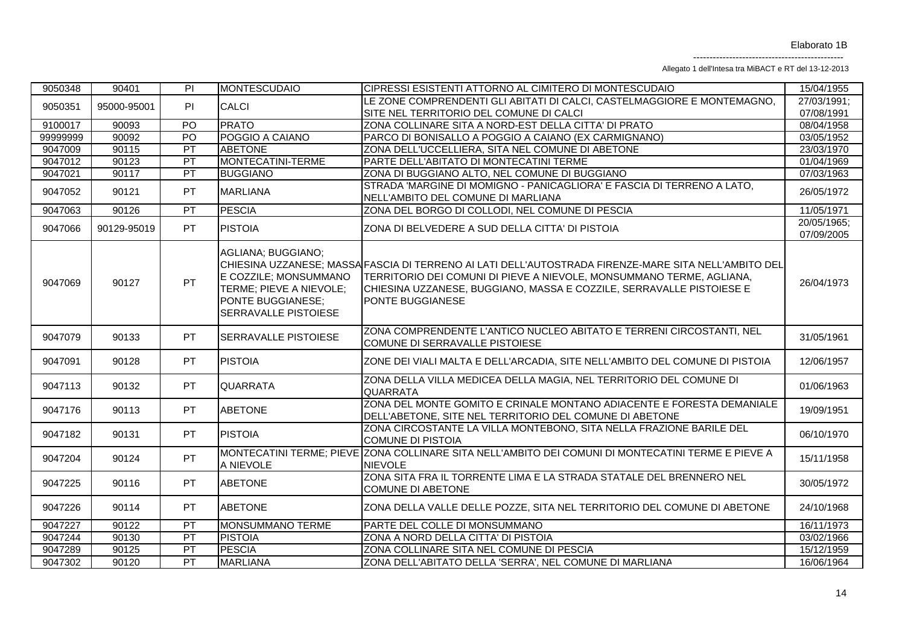| 9050348 | 90401 | PI | MONTESCUDAIO | CIPRESSI ESISTENTI ATTORNO AL CIMITERO DI MONTESCUDAIO | 15/04/1955 |
|---|---|---|---|---|---|
| 9050351 | 95000-95001 | PI | CALCI | LE ZONE COMPRENDENTI GLI ABITATI DI CALCI, CASTELMAGGIORE E MONTEMAGNO, SITE NEL TERRITORIO DEL COMUNE DI CALCI | 27/03/1991; 07/08/1991 |
| 9100017 | 90093 | PO | PRATO | ZONA COLLINARE SITA A NORD-EST DELLA CITTA' DI PRATO | 08/04/1958 |
| 99999999 | 90092 | PO | POGGIO A CAIANO | PARCO DI BONISALLO A POGGIO A CAIANO (EX CARMIGNANO) | 03/05/1952 |
| 9047009 | 90115 | PT | ABETONE | ZONA DELL'UCCELLIERA, SITA NEL COMUNE DI ABETONE | 23/03/1970 |
| 9047012 | 90123 | PT | MONTECATINI-TERME | PARTE DELL'ABITATO DI MONTECATINI TERME | 01/04/1969 |
| 9047021 | 90117 | PT | BUGGIANO | ZONA DI BUGGIANO ALTO, NEL COMUNE DI BUGGIANO | 07/03/1963 |
| 9047052 | 90121 | PT | MARLIANA | STRADA 'MARGINE DI MOMIGNO - PANICAGLIORA' E FASCIA DI TERRENO A LATO, NELL'AMBITO DEL COMUNE DI MARLIANA | 26/05/1972 |
| 9047063 | 90126 | PT | PESCIA | ZONA DEL BORGO DI COLLODI, NEL COMUNE DI PESCIA | 11/05/1971 |
| 9047066 | 90129-95019 | PT | PISTOIA | ZONA DI BELVEDERE A SUD DELLA CITTA' DI PISTOIA | 20/05/1965; 07/09/2005 |
| 9047069 | 90127 | PT | AGLIANA; BUGGIANO; CHIESINA UZZANESE; MASSA E COZZILE; MONSUMMANO TERME; PIEVE A NIEVOLE; PONTE BUGGIANESE; SERRAVALLE PISTOIESE | FASCIA DI TERRENO AI LATI DELL'AUTOSTRADA FIRENZE-MARE SITA NELL'AMBITO DEL TERRITORIO DEI COMUNI DI PIEVE A NIEVOLE, MONSUMMANO TERME, AGLIANA, CHIESINA UZZANESE, BUGGIANO, MASSA E COZZILE, SERRAVALLE PISTOIESE E PONTE BUGGIANESE | 26/04/1973 |
| 9047079 | 90133 | PT | SERRAVALLE PISTOIESE | ZONA COMPRENDENTE L'ANTICO NUCLEO ABITATO E TERRENI CIRCOSTANTI, NEL COMUNE DI SERRAVALLE PISTOIESE | 31/05/1961 |
| 9047091 | 90128 | PT | PISTOIA | ZONE DEI VIALI MALTA E DELL'ARCADIA, SITE NELL'AMBITO DEL COMUNE DI PISTOIA | 12/06/1957 |
| 9047113 | 90132 | PT | QUARRATA | ZONA DELLA VILLA MEDICEA DELLA MAGIA, NEL TERRITORIO DEL COMUNE DI QUARRATA | 01/06/1963 |
| 9047176 | 90113 | PT | ABETONE | ZONA DEL MONTE GOMITO E CRINALE MONTANO ADIACENTE E FORESTA DEMANIALE DELL'ABETONE, SITE NEL TERRITORIO DEL COMUNE DI ABETONE | 19/09/1951 |
| 9047182 | 90131 | PT | PISTOIA | ZONA CIRCOSTANTE LA VILLA MONTEBONO, SITA NELLA FRAZIONE BARILE DEL COMUNE DI PISTOIA | 06/10/1970 |
| 9047204 | 90124 | PT | MONTECATINI TERME; PIEVE A NIEVOLE | ZONA COLLINARE SITA NELL'AMBITO DEI COMUNI DI MONTECATINI TERME E PIEVE A NIEVOLE | 15/11/1958 |
| 9047225 | 90116 | PT | ABETONE | ZONA SITA FRA IL TORRENTE LIMA E LA STRADA STATALE DEL BRENNERO NEL COMUNE DI ABETONE | 30/05/1972 |
| 9047226 | 90114 | PT | ABETONE | ZONA DELLA VALLE DELLE POZZE, SITA NEL TERRITORIO DEL COMUNE DI ABETONE | 24/10/1968 |
| 9047227 | 90122 | PT | MONSUMMANO TERME | PARTE DEL COLLE DI MONSUMMANO | 16/11/1973 |
| 9047244 | 90130 | PT | PISTOIA | ZONA A NORD DELLA CITTA' DI PISTOIA | 03/02/1966 |
| 9047289 | 90125 | PT | PESCIA | ZONA COLLINARE SITA NEL COMUNE DI PESCIA | 15/12/1959 |
| 9047302 | 90120 | PT | MARLIANA | ZONA DELL'ABITATO DELLA 'SERRA', NEL COMUNE DI MARLIANA | 16/06/1964 |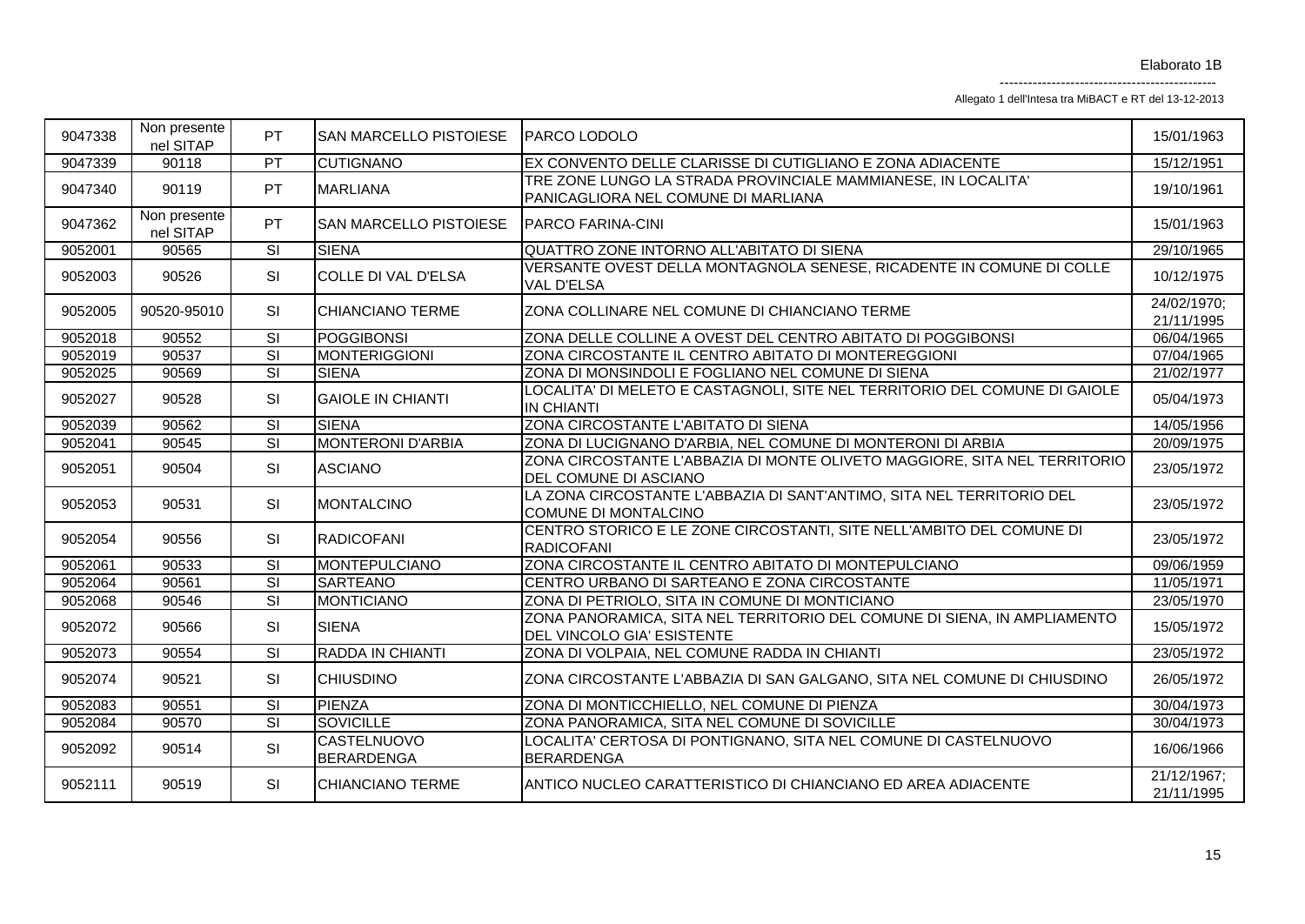| 9047338 | Non presente nel SITAP | PT | SAN MARCELLO PISTOIESE | PARCO LODOLO | 15/01/1963 |
|---|---|---|---|---|---|
| 9047339 | 90118 | PT | CUTIGNANO | EX CONVENTO DELLE CLARISSE DI CUTIGLIANO E ZONA ADIACENTE | 15/12/1951 |
| 9047340 | 90119 | PT | MARLIANA | TRE ZONE LUNGO LA STRADA PROVINCIALE MAMMIANESE, IN LOCALITA' PANICAGLIORA NEL COMUNE DI MARLIANA | 19/10/1961 |
| 9047362 | Non presente nel SITAP | PT | SAN MARCELLO PISTOIESE | PARCO FARINA-CINI | 15/01/1963 |
| 9052001 | 90565 | SI | SIENA | QUATTRO ZONE INTORNO ALL'ABITATO DI SIENA | 29/10/1965 |
| 9052003 | 90526 | SI | COLLE DI VAL D'ELSA | VERSANTE OVEST DELLA MONTAGNOLA SENESE, RICADENTE IN COMUNE DI COLLE VAL D'ELSA | 10/12/1975 |
| 9052005 | 90520-95010 | SI | CHIANCIANO TERME | ZONA COLLINARE NEL COMUNE DI CHIANCIANO TERME | 24/02/1970; 21/11/1995 |
| 9052018 | 90552 | SI | POGGIBONSI | ZONA DELLE COLLINE A OVEST DEL CENTRO ABITATO DI POGGIBONSI | 06/04/1965 |
| 9052019 | 90537 | SI | MONTERIGGIONI | ZONA CIRCOSTANTE IL CENTRO ABITATO DI MONTEREGGIONI | 07/04/1965 |
| 9052025 | 90569 | SI | SIENA | ZONA DI MONSINDOLI E FOGLIANO NEL COMUNE DI SIENA | 21/02/1977 |
| 9052027 | 90528 | SI | GAIOLE IN CHIANTI | LOCALITA' DI MELETO E CASTAGNOLI, SITE NEL TERRITORIO DEL COMUNE DI GAIOLE IN CHIANTI | 05/04/1973 |
| 9052039 | 90562 | SI | SIENA | ZONA CIRCOSTANTE L'ABITATO DI SIENA | 14/05/1956 |
| 9052041 | 90545 | SI | MONTERONI D'ARBIA | ZONA DI LUCIGNANO D'ARBIA, NEL COMUNE DI MONTERONI DI ARBIA | 20/09/1975 |
| 9052051 | 90504 | SI | ASCIANO | ZONA CIRCOSTANTE L'ABBAZIA DI MONTE OLIVETO MAGGIORE, SITA NEL TERRITORIO DEL COMUNE DI ASCIANO | 23/05/1972 |
| 9052053 | 90531 | SI | MONTALCINO | LA ZONA CIRCOSTANTE L'ABBAZIA DI SANT'ANTIMO, SITA NEL TERRITORIO DEL COMUNE DI MONTALCINO | 23/05/1972 |
| 9052054 | 90556 | SI | RADICOFANI | CENTRO STORICO E LE ZONE CIRCOSTANTI, SITE NELL'AMBITO DEL COMUNE DI RADICOFANI | 23/05/1972 |
| 9052061 | 90533 | SI | MONTEPULCIANO | ZONA CIRCOSTANTE IL CENTRO ABITATO DI MONTEPULCIANO | 09/06/1959 |
| 9052064 | 90561 | SI | SARTEANO | CENTRO URBANO DI SARTEANO E ZONA CIRCOSTANTE | 11/05/1971 |
| 9052068 | 90546 | SI | MONTICIANO | ZONA DI PETRIOLO, SITA IN COMUNE DI MONTICIANO | 23/05/1970 |
| 9052072 | 90566 | SI | SIENA | ZONA PANORAMICA, SITA NEL TERRITORIO DEL COMUNE DI SIENA, IN AMPLIAMENTO DEL VINCOLO GIA' ESISTENTE | 15/05/1972 |
| 9052073 | 90554 | SI | RADDA IN CHIANTI | ZONA DI VOLPAIA, NEL COMUNE RADDA IN CHIANTI | 23/05/1972 |
| 9052074 | 90521 | SI | CHIUSDINO | ZONA CIRCOSTANTE L'ABBAZIA DI SAN GALGANO, SITA NEL COMUNE DI CHIUSDINO | 26/05/1972 |
| 9052083 | 90551 | SI | PIENZA | ZONA DI MONTICCHIELLO, NEL COMUNE DI PIENZA | 30/04/1973 |
| 9052084 | 90570 | SI | SOVICILLE | ZONA PANORAMICA, SITA NEL COMUNE DI SOVICILLE | 30/04/1973 |
| 9052092 | 90514 | SI | CASTELNUOVO BERARDENGA | LOCALITA' CERTOSA DI PONTIGNANO, SITA NEL COMUNE DI CASTELNUOVO BERARDENGA | 16/06/1966 |
| 9052111 | 90519 | SI | CHIANCIANO TERME | ANTICO NUCLEO CARATTERISTICO DI CHIANCIANO ED AREA ADIACENTE | 21/12/1967; 21/11/1995 |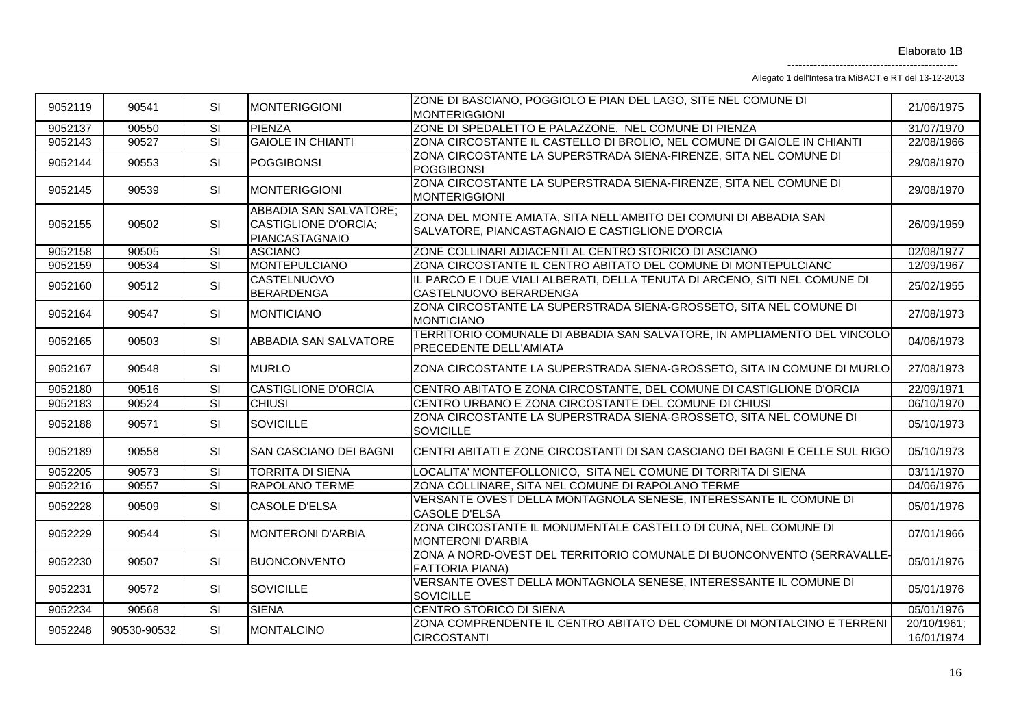| 9052119 | 90541 | SI | MONTERIGGIONI | ZONE DI BASCIANO, POGGIOLO E PIAN DEL LAGO, SITE NEL COMUNE DI MONTERIGGIONI | 21/06/1975 |
|---|---|---|---|---|---|
| 9052137 | 90550 | SI | PIENZA | ZONE DI SPEDALETTO E PALAZZONE, NEL COMUNE DI PIENZA | 31/07/1970 |
| 9052143 | 90527 | SI | GAIOLE IN CHIANTI | ZONA CIRCOSTANTE IL CASTELLO DI BROLIO, NEL COMUNE DI GAIOLE IN CHIANTI | 22/08/1966 |
| 9052144 | 90553 | SI | POGGIBONSI | ZONA CIRCOSTANTE LA SUPERSTRADA SIENA-FIRENZE, SITA NEL COMUNE DI POGGIBONSI | 29/08/1970 |
| 9052145 | 90539 | SI | MONTERIGGIONI | ZONA CIRCOSTANTE LA SUPERSTRADA SIENA-FIRENZE, SITA NEL COMUNE DI MONTERIGGIONI | 29/08/1970 |
| 9052155 | 90502 | SI | ABBADIA SAN SALVATORE; CASTIGLIONE D'ORCIA; PIANCASTAGNAIO | ZONA DEL MONTE AMIATA, SITA NELL'AMBITO DEI COMUNI DI ABBADIA SAN SALVATORE, PIANCASTAGNAIO E CASTIGLIONE D'ORCIA | 26/09/1959 |
| 9052158 | 90505 | SI | ASCIANO | ZONE COLLINARI ADIACENTI AL CENTRO STORICO DI ASCIANO | 02/08/1977 |
| 9052159 | 90534 | SI | MONTEPULCIANO | ZONA CIRCOSTANTE IL CENTRO ABITATO DEL COMUNE DI MONTEPULCIANO | 12/09/1967 |
| 9052160 | 90512 | SI | CASTELNUOVO BERARDENGA | IL PARCO E I DUE VIALI ALBERATI, DELLA TENUTA DI ARCENO, SITI NEL COMUNE DI CASTELNUOVO BERARDENGA | 25/02/1955 |
| 9052164 | 90547 | SI | MONTICIANO | ZONA CIRCOSTANTE LA SUPERSTRADA SIENA-GROSSETO, SITA NEL COMUNE DI MONTICIANO | 27/08/1973 |
| 9052165 | 90503 | SI | ABBADIA SAN SALVATORE | TERRITORIO COMUNALE DI ABBADIA SAN SALVATORE, IN AMPLIAMENTO DEL VINCOLO PRECEDENTE DELL'AMIATA | 04/06/1973 |
| 9052167 | 90548 | SI | MURLO | ZONA CIRCOSTANTE LA SUPERSTRADA SIENA-GROSSETO, SITA IN COMUNE DI MURLO | 27/08/1973 |
| 9052180 | 90516 | SI | CASTIGLIONE D'ORCIA | CENTRO ABITATO E ZONA CIRCOSTANTE, DEL COMUNE DI CASTIGLIONE D'ORCIA | 22/09/1971 |
| 9052183 | 90524 | SI | CHIUSI | CENTRO URBANO E ZONA CIRCOSTANTE DEL COMUNE DI CHIUSI | 06/10/1970 |
| 9052188 | 90571 | SI | SOVICILLE | ZONA CIRCOSTANTE LA SUPERSTRADA SIENA-GROSSETO, SITA NEL COMUNE DI SOVICILLE | 05/10/1973 |
| 9052189 | 90558 | SI | SAN CASCIANO DEI BAGNI | CENTRI ABITATI E ZONE CIRCOSTANTI DI SAN CASCIANO DEI BAGNI E CELLE SUL RIGO | 05/10/1973 |
| 9052205 | 90573 | SI | TORRITA DI SIENA | LOCALITA' MONTEFOLLONICO, SITA NEL COMUNE DI TORRITA DI SIENA | 03/11/1970 |
| 9052216 | 90557 | SI | RAPOLANO TERME | ZONA COLLINARE, SITA NEL COMUNE DI RAPOLANO TERME | 04/06/1976 |
| 9052228 | 90509 | SI | CASOLE D'ELSA | VERSANTE OVEST DELLA MONTAGNOLA SENESE, INTERESSANTE IL COMUNE DI CASOLE D'ELSA | 05/01/1976 |
| 9052229 | 90544 | SI | MONTERONI D'ARBIA | ZONA CIRCOSTANTE IL MONUMENTALE CASTELLO DI CUNA, NEL COMUNE DI MONTERONI D'ARBIA | 07/01/1966 |
| 9052230 | 90507 | SI | BUONCONVENTO | ZONA A NORD-OVEST DEL TERRITORIO COMUNALE DI BUONCONVENTO (SERRAVALLE-FATTORIA PIANA) | 05/01/1976 |
| 9052231 | 90572 | SI | SOVICILLE | VERSANTE OVEST DELLA MONTAGNOLA SENESE, INTERESSANTE IL COMUNE DI SOVICILLE | 05/01/1976 |
| 9052234 | 90568 | SI | SIENA | CENTRO STORICO DI SIENA | 05/01/1976 |
| 9052248 | 90530-90532 | SI | MONTALCINO | ZONA COMPRENDENTE IL CENTRO ABITATO DEL COMUNE DI MONTALCINO E TERRENI CIRCOSTANTI | 20/10/1961; 16/01/1974 |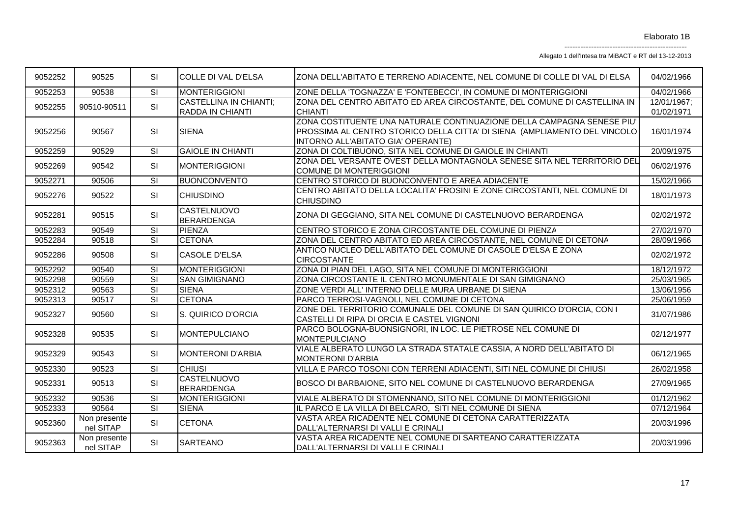Elaborato 1B

Allegato 1 dell'Intesa tra MiBACT e RT del 13-12-2013

| | | | | | |
|---|---|---|---|---|---|
| 9052252 | 90525 | SI | COLLE DI VAL D'ELSA | ZONA DELL'ABITATO E TERRENO ADIACENTE, NEL COMUNE DI COLLE DI VAL DI ELSA | 04/02/1966 |
| 9052253 | 90538 | SI | MONTERIGGIONI | ZONE DELLA 'TOGNAZZA' E 'FONTEBECCI', IN COMUNE DI MONTERIGGIONI | 04/02/1966 |
| 9052255 | 90510-90511 | SI | CASTELLINA IN CHIANTI; RADDA IN CHIANTI | ZONA DEL CENTRO ABITATO ED AREA CIRCOSTANTE, DEL COMUNE DI CASTELLINA IN CHIANTI | 12/01/1967; 01/02/1971 |
| 9052256 | 90567 | SI | SIENA | ZONA COSTITUENTE UNA NATURALE CONTINUAZIONE DELLA CAMPAGNA SENESE PIU' PROSSIMA AL CENTRO STORICO DELLA CITTA' DI SIENA (AMPLIAMENTO DEL VINCOLO INTORNO ALL'ABITATO GIA' OPERANTE) | 16/01/1974 |
| 9052259 | 90529 | SI | GAIOLE IN CHIANTI | ZONA DI COLTIBUONO, SITA NEL COMUNE DI GAIOLE IN CHIANTI | 20/09/1975 |
| 9052269 | 90542 | SI | MONTERIGGIONI | ZONA DEL VERSANTE OVEST DELLA MONTAGNOLA SENESE SITA NEL TERRITORIO DEL COMUNE DI MONTERIGGIONI | 06/02/1976 |
| 9052271 | 90506 | SI | BUONCONVENTO | CENTRO STORICO DI BUONCONVENTO E AREA ADIACENTE | 15/02/1966 |
| 9052276 | 90522 | SI | CHIUSDINO | CENTRO ABITATO DELLA LOCALITA' FROSINI E ZONE CIRCOSTANTI, NEL COMUNE DI CHIUSDINO | 18/01/1973 |
| 9052281 | 90515 | SI | CASTELNUOVO BERARDENGA | ZONA DI GEGGIANO, SITA NEL COMUNE DI CASTELNUOVO BERARDENGA | 02/02/1972 |
| 9052283 | 90549 | SI | PIENZA | CENTRO STORICO E ZONA CIRCOSTANTE DEL COMUNE DI PIENZA | 27/02/1970 |
| 9052284 | 90518 | SI | CETONA | ZONA DEL CENTRO ABITATO ED AREA CIRCOSTANTE, NEL COMUNE DI CETONA | 28/09/1966 |
| 9052286 | 90508 | SI | CASOLE D'ELSA | ANTICO NUCLEO DELL'ABITATO DEL COMUNE DI CASOLE D'ELSA E ZONA CIRCOSTANTE | 02/02/1972 |
| 9052292 | 90540 | SI | MONTERIGGIONI | ZONA DI PIAN DEL LAGO, SITA NEL COMUNE DI MONTERIGGIONI | 18/12/1972 |
| 9052298 | 90559 | SI | SAN GIMIGNANO | ZONA CIRCOSTANTE IL CENTRO MONUMENTALE DI SAN GIMIGNANO | 25/03/1965 |
| 9052312 | 90563 | SI | SIENA | ZONE VERDI ALL' INTERNO DELLE MURA URBANE DI SIENA | 13/06/1956 |
| 9052313 | 90517 | SI | CETONA | PARCO TERROSI-VAGNOLI, NEL COMUNE DI CETONA | 25/06/1959 |
| 9052327 | 90560 | SI | S. QUIRICO D'ORCIA | ZONE DEL TERRITORIO COMUNALE DEL COMUNE DI SAN QUIRICO D'ORCIA, CON I CASTELLI DI RIPA DI ORCIA E CASTEL VIGNONI | 31/07/1986 |
| 9052328 | 90535 | SI | MONTEPULCIANO | PARCO BOLOGNA-BUONSIGNORI, IN LOC. LE PIETROSE NEL COMUNE DI MONTEPULCIANO | 02/12/1977 |
| 9052329 | 90543 | SI | MONTERONI D'ARBIA | VIALE ALBERATO LUNGO LA STRADA STATALE CASSIA, A NORD DELL'ABITATO DI MONTERONI D'ARBIA | 06/12/1965 |
| 9052330 | 90523 | SI | CHIUSI | VILLA E PARCO TOSONI CON TERRENI ADIACENTI, SITI NEL COMUNE DI CHIUSI | 26/02/1958 |
| 9052331 | 90513 | SI | CASTELNUOVO BERARDENGA | BOSCO DI BARBAIONE, SITO NEL COMUNE DI CASTELNUOVO BERARDENGA | 27/09/1965 |
| 9052332 | 90536 | SI | MONTERIGGIONI | VIALE ALBERATO DI STOMENNANO, SITO NEL COMUNE DI MONTERIGGIONI | 01/12/1962 |
| 9052333 | 90564 | SI | SIENA | IL PARCO E LA VILLA DI BELCARO, SITI NEL COMUNE DI SIENA | 07/12/1964 |
| 9052360 | Non presente nel SITAP | SI | CETONA | VASTA AREA RICADENTE NEL COMUNE DI CETONA CARATTERIZZATA DALL'ALTERNARSI DI VALLI E CRINALI | 20/03/1996 |
| 9052363 | Non presente nel SITAP | SI | SARTEANO | VASTA AREA RICADENTE NEL COMUNE DI SARTEANO CARATTERIZZATA DALL'ALTERNARSI DI VALLI E CRINALI | 20/03/1996 |